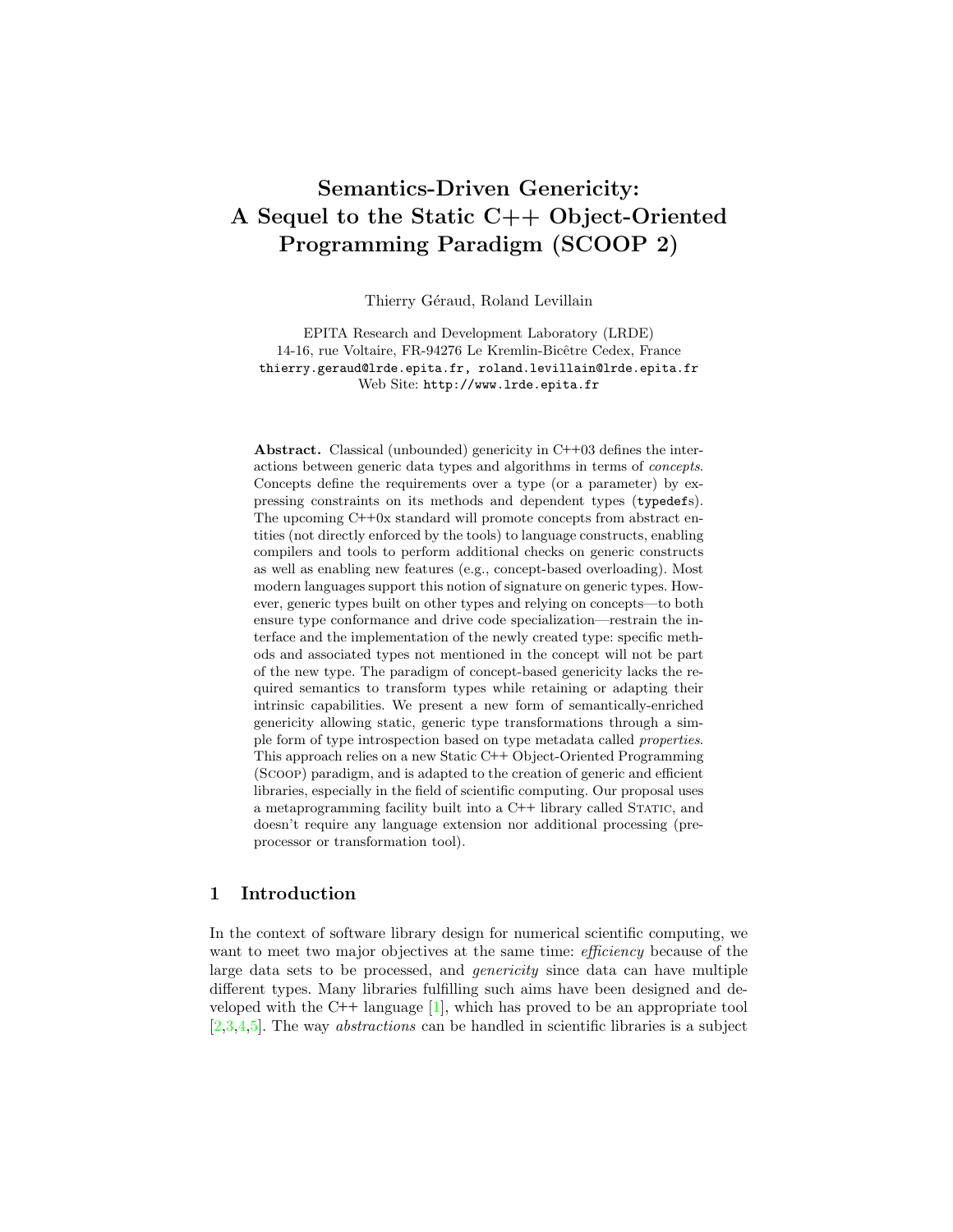# Semantics-Driven Genericity: A Sequel to the Static C++ Object-Oriented Programming Paradigm (SCOOP 2)

Thierry Géraud, Roland Levillain

EPITA Research and Development Laboratory (LRDE)
14-16, rue Voltaire, FR-94276 Le Kremlin-Bicêtre Cedex, France
`thierry.geraud@lrde.epita.fr, roland.levillain@lrde.epita.fr`
Web Site: `http://www.lrde.epita.fr`

**Abstract.** Classical (unbounded) genericity in C++03 defines the interactions between generic data types and algorithms in terms of *concepts*. Concepts define the requirements over a type (or a parameter) by expressing constraints on its methods and dependent types (`typedef`s). The upcoming C++0x standard will promote concepts from abstract entities (not directly enforced by the tools) to language constructs, enabling compilers and tools to perform additional checks on generic constructs as well as enabling new features (e.g., concept-based overloading). Most modern languages support this notion of signature on generic types. However, generic types built on other types and relying on concepts—to both ensure type conformance and drive code specialization—restrain the interface and the implementation of the newly created type: specific methods and associated types not mentioned in the concept will not be part of the new type. The paradigm of concept-based genericity lacks the required semantics to transform types while retaining or adapting their intrinsic capabilities. We present a new form of semantically-enriched genericity allowing static, generic type transformations through a simple form of type introspection based on type metadata called *properties*. This approach relies on a new Static C++ Object-Oriented Programming (Scoop) paradigm, and is adapted to the creation of generic and efficient libraries, especially in the field of scientific computing. Our proposal uses a metaprogramming facility built into a C++ library called Static, and doesn't require any language extension nor additional processing (preprocessor or transformation tool).

## 1 Introduction

In the context of software library design for numerical scientific computing, we want to meet two major objectives at the same time: *efficiency* because of the large data sets to be processed, and *genericity* since data can have multiple different types. Many libraries fulfilling such aims have been designed and developed with the C++ language [1], which has proved to be an appropriate tool [2,3,4,5]. The way *abstractions* can be handled in scientific libraries is a subject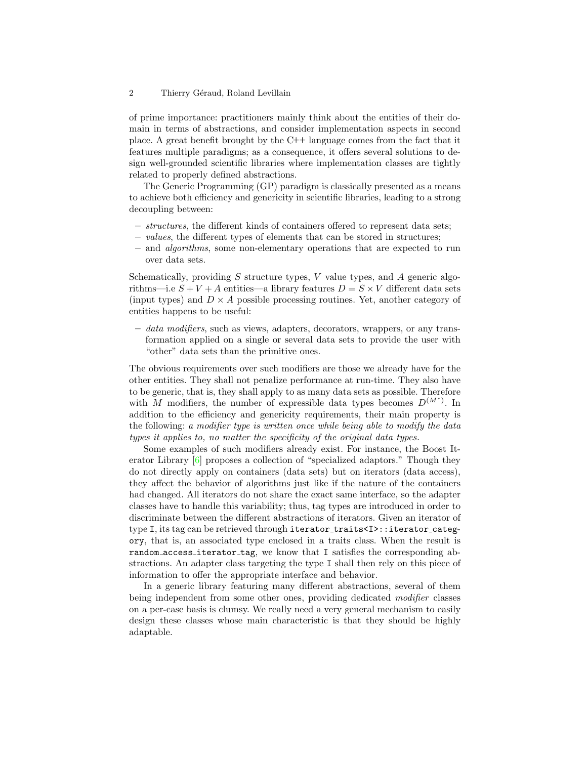of prime importance: practitioners mainly think about the entities of their domain in terms of abstractions, and consider implementation aspects in second place. A great benefit brought by the C++ language comes from the fact that it features multiple paradigms; as a consequence, it offers several solutions to design well-grounded scientific libraries where implementation classes are tightly related to properly defined abstractions.

The Generic Programming (GP) paradigm is classically presented as a means to achieve both efficiency and genericity in scientific libraries, leading to a strong decoupling between:

- *structures*, the different kinds of containers offered to represent data sets;
- *values*, the different types of elements that can be stored in structures;
- and *algorithms*, some non-elementary operations that are expected to run over data sets.

Schematically, providing $S$ structure types, $V$ value types, and $A$ generic algorithms—i.e $S + V + A$ entities—a library features $D = S \times V$ different data sets (input types) and $D \times A$ possible processing routines. Yet, another category of entities happens to be useful:

- *data modifiers*, such as views, adapters, decorators, wrappers, or any transformation applied on a single or several data sets to provide the user with "other" data sets than the primitive ones.

The obvious requirements over such modifiers are those we already have for the other entities. They shall not penalize performance at run-time. They also have to be generic, that is, they shall apply to as many data sets as possible. Therefore with $M$ modifiers, the number of expressible data types becomes $D^{(M^*)}$. In addition to the efficiency and genericity requirements, their main property is the following: *a modifier type is written once while being able to modify the data types it applies to, no matter the specificity of the original data types.*

Some examples of such modifiers already exist. For instance, the Boost Iterator Library [6] proposes a collection of "specialized adaptors." Though they do not directly apply on containers (data sets) but on iterators (data access), they affect the behavior of algorithms just like if the nature of the containers had changed. All iterators do not share the exact same interface, so the adapter classes have to handle this variability; thus, tag types are introduced in order to discriminate between the different abstractions of iterators. Given an iterator of type `I`, its tag can be retrieved through `iterator_traits<I>::iterator_category`, that is, an associated type enclosed in a traits class. When the result is `random_access_iterator_tag`, we know that `I` satisfies the corresponding abstractions. An adapter class targeting the type `I` shall then rely on this piece of information to offer the appropriate interface and behavior.

In a generic library featuring many different abstractions, several of them being independent from some other ones, providing dedicated *modifier* classes on a per-case basis is clumsy. We really need a very general mechanism to easily design these classes whose main characteristic is that they should be highly adaptable.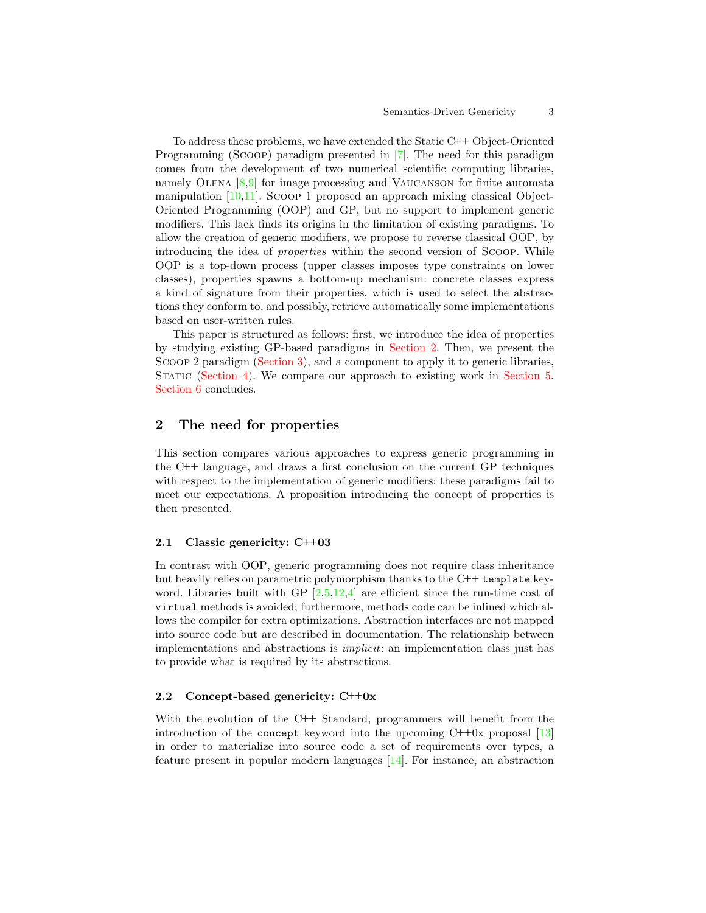To address these problems, we have extended the Static C++ Object-Oriented Programming (SCOOP) paradigm presented in [7]. The need for this paradigm comes from the development of two numerical scientific computing libraries, namely OLENA [8,9] for image processing and VAUCANSON for finite automata manipulation [10,11]. SCOOP 1 proposed an approach mixing classical Object-Oriented Programming (OOP) and GP, but no support to implement generic modifiers. This lack finds its origins in the limitation of existing paradigms. To allow the creation of generic modifiers, we propose to reverse classical OOP, by introducing the idea of *properties* within the second version of SCOOP. While OOP is a top-down process (upper classes imposes type constraints on lower classes), properties spawns a bottom-up mechanism: concrete classes express a kind of signature from their properties, which is used to select the abstractions they conform to, and possibly, retrieve automatically some implementations based on user-written rules.

This paper is structured as follows: first, we introduce the idea of properties by studying existing GP-based paradigms in Section 2. Then, we present the SCOOP 2 paradigm (Section 3), and a component to apply it to generic libraries, STATIC (Section 4). We compare our approach to existing work in Section 5. Section 6 concludes.

## 2 The need for properties

This section compares various approaches to express generic programming in the C++ language, and draws a first conclusion on the current GP techniques with respect to the implementation of generic modifiers: these paradigms fail to meet our expectations. A proposition introducing the concept of properties is then presented.

### 2.1 Classic genericity: C++03

In contrast with OOP, generic programming does not require class inheritance but heavily relies on parametric polymorphism thanks to the C++ `template` keyword. Libraries built with GP [2,5,12,4] are efficient since the run-time cost of `virtual` methods is avoided; furthermore, methods code can be inlined which allows the compiler for extra optimizations. Abstraction interfaces are not mapped into source code but are described in documentation. The relationship between implementations and abstractions is *implicit*: an implementation class just has to provide what is required by its abstractions.

### 2.2 Concept-based genericity: C++0x

With the evolution of the C++ Standard, programmers will benefit from the introduction of the `concept` keyword into the upcoming C++0x proposal [13] in order to materialize into source code a set of requirements over types, a feature present in popular modern languages [14]. For instance, an abstraction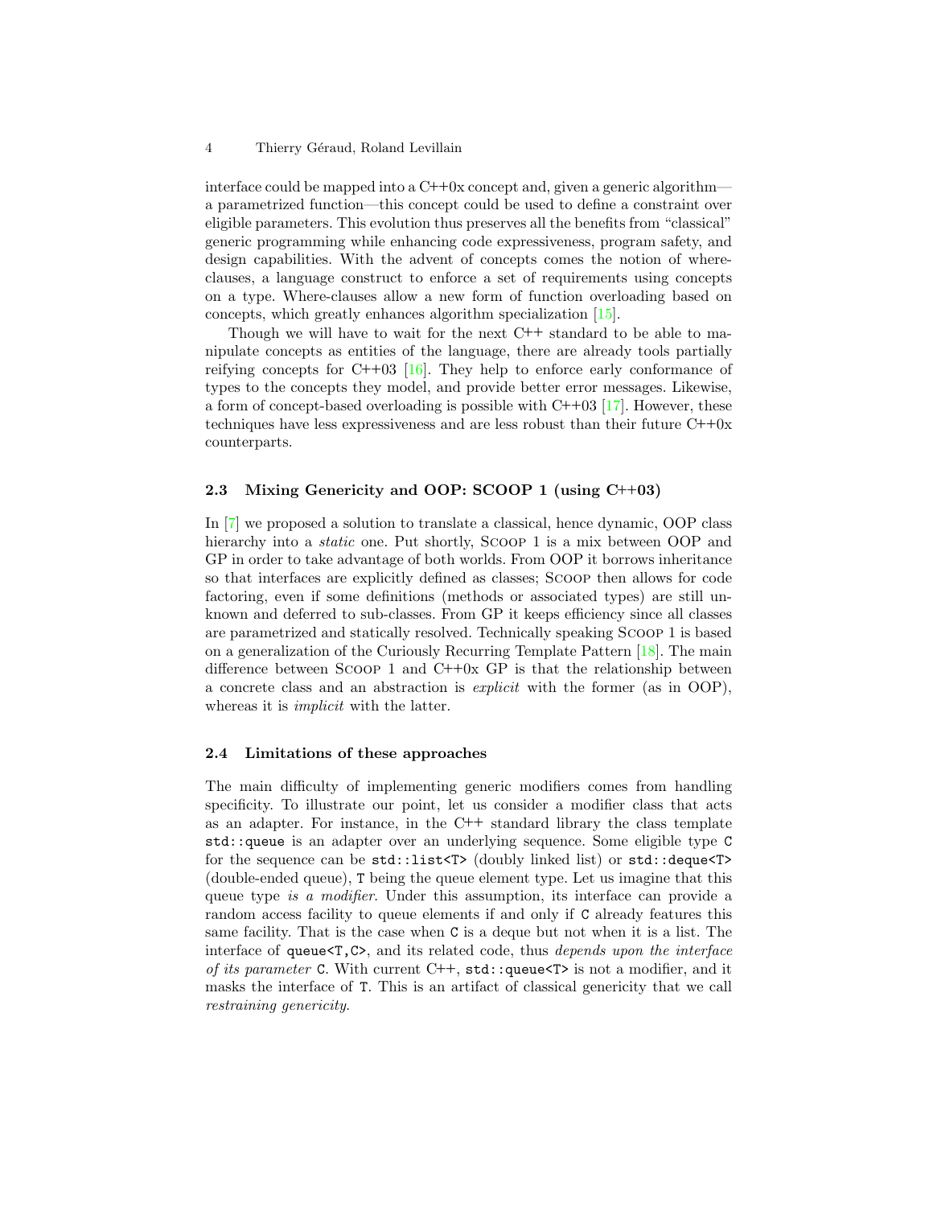interface could be mapped into a C++0x concept and, given a generic algorithm—a parametrized function—this concept could be used to define a constraint over eligible parameters. This evolution thus preserves all the benefits from "classical" generic programming while enhancing code expressiveness, program safety, and design capabilities. With the advent of concepts comes the notion of where-clauses, a language construct to enforce a set of requirements using concepts on a type. Where-clauses allow a new form of function overloading based on concepts, which greatly enhances algorithm specialization [15].

Though we will have to wait for the next C++ standard to be able to manipulate concepts as entities of the language, there are already tools partially reifying concepts for C++03 [16]. They help to enforce early conformance of types to the concepts they model, and provide better error messages. Likewise, a form of concept-based overloading is possible with C++03 [17]. However, these techniques have less expressiveness and are less robust than their future C++0x counterparts.

### 2.3 Mixing Genericity and OOP: SCOOP 1 (using C++03)

In [7] we proposed a solution to translate a classical, hence dynamic, OOP class hierarchy into a *static* one. Put shortly, Scoop 1 is a mix between OOP and GP in order to take advantage of both worlds. From OOP it borrows inheritance so that interfaces are explicitly defined as classes; Scoop then allows for code factoring, even if some definitions (methods or associated types) are still unknown and deferred to sub-classes. From GP it keeps efficiency since all classes are parametrized and statically resolved. Technically speaking Scoop 1 is based on a generalization of the Curiously Recurring Template Pattern [18]. The main difference between Scoop 1 and C++0x GP is that the relationship between a concrete class and an abstraction is *explicit* with the former (as in OOP), whereas it is *implicit* with the latter.

### 2.4 Limitations of these approaches

The main difficulty of implementing generic modifiers comes from handling specificity. To illustrate our point, let us consider a modifier class that acts as an adapter. For instance, in the C++ standard library the class template `std::queue` is an adapter over an underlying sequence. Some eligible type `C` for the sequence can be `std::list<T>` (doubly linked list) or `std::deque<T>` (double-ended queue), `T` being the queue element type. Let us imagine that this queue type *is a modifier*. Under this assumption, its interface can provide a random access facility to queue elements if and only if `C` already features this same facility. That is the case when `C` is a deque but not when it is a list. The interface of `queue<T,C>`, and its related code, thus *depends upon the interface of its parameter* `C`. With current C++, `std::queue<T>` is not a modifier, and it masks the interface of `T`. This is an artifact of classical genericity that we call *restraining genericity*.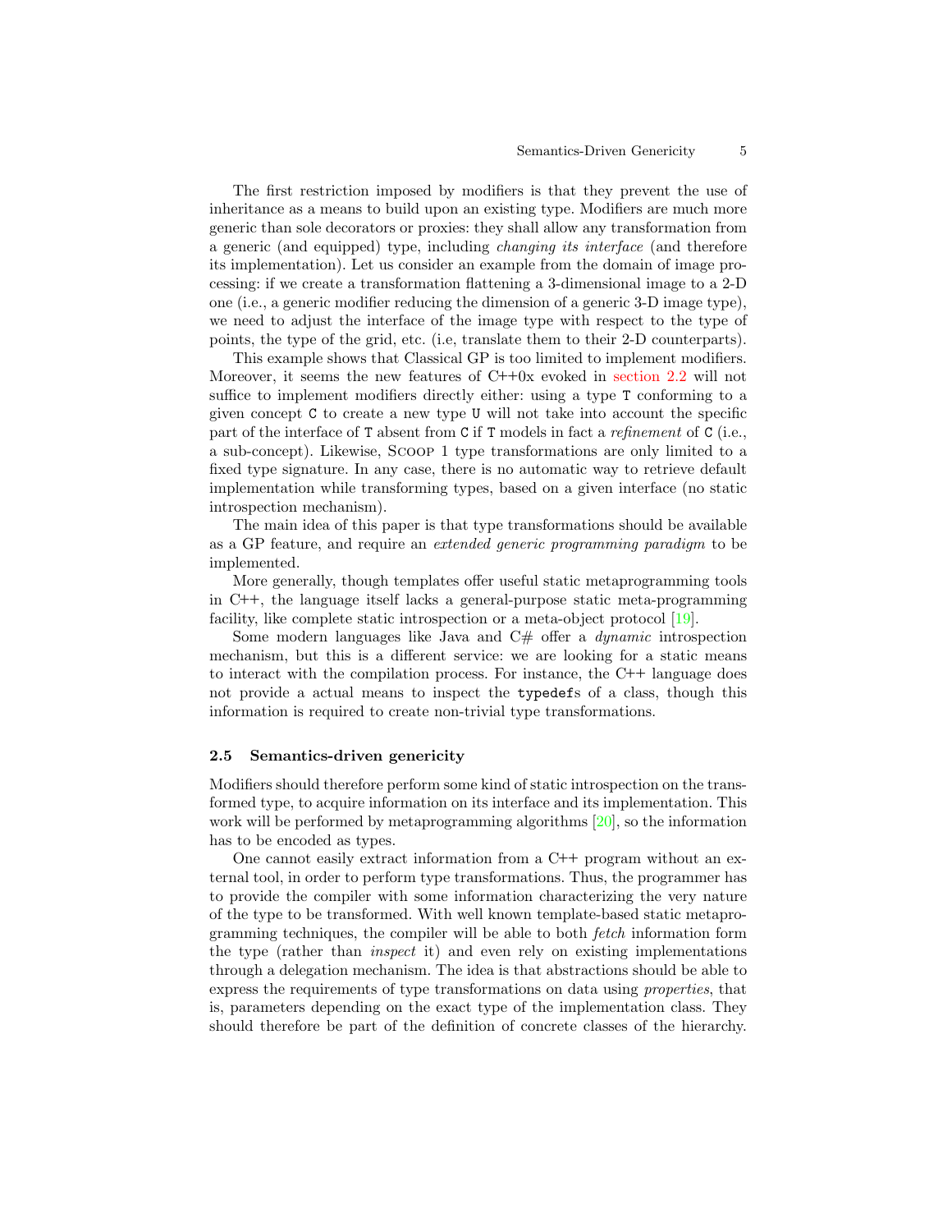The first restriction imposed by modifiers is that they prevent the use of inheritance as a means to build upon an existing type. Modifiers are much more generic than sole decorators or proxies: they shall allow any transformation from a generic (and equipped) type, including *changing its interface* (and therefore its implementation). Let us consider an example from the domain of image processing: if we create a transformation flattening a 3-dimensional image to a 2-D one (i.e., a generic modifier reducing the dimension of a generic 3-D image type), we need to adjust the interface of the image type with respect to the type of points, the type of the grid, etc. (i.e, translate them to their 2-D counterparts).

This example shows that Classical GP is too limited to implement modifiers. Moreover, it seems the new features of C++0x evoked in section 2.2 will not suffice to implement modifiers directly either: using a type `T` conforming to a given concept `C` to create a new type `U` will not take into account the specific part of the interface of `T` absent from `C` if `T` models in fact a *refinement* of `C` (i.e., a sub-concept). Likewise, Scoop 1 type transformations are only limited to a fixed type signature. In any case, there is no automatic way to retrieve default implementation while transforming types, based on a given interface (no static introspection mechanism).

The main idea of this paper is that type transformations should be available as a GP feature, and require an *extended generic programming paradigm* to be implemented.

More generally, though templates offer useful static metaprogramming tools in C++, the language itself lacks a general-purpose static meta-programming facility, like complete static introspection or a meta-object protocol [19].

Some modern languages like Java and C# offer a *dynamic* introspection mechanism, but this is a different service: we are looking for a static means to interact with the compilation process. For instance, the C++ language does not provide a actual means to inspect the `typedef`s of a class, though this information is required to create non-trivial type transformations.

### 2.5 Semantics-driven genericity

Modifiers should therefore perform some kind of static introspection on the transformed type, to acquire information on its interface and its implementation. This work will be performed by metaprogramming algorithms [20], so the information has to be encoded as types.

One cannot easily extract information from a C++ program without an external tool, in order to perform type transformations. Thus, the programmer has to provide the compiler with some information characterizing the very nature of the type to be transformed. With well known template-based static metaprogramming techniques, the compiler will be able to both *fetch* information form the type (rather than *inspect* it) and even rely on existing implementations through a delegation mechanism. The idea is that abstractions should be able to express the requirements of type transformations on data using *properties*, that is, parameters depending on the exact type of the implementation class. They should therefore be part of the definition of concrete classes of the hierarchy.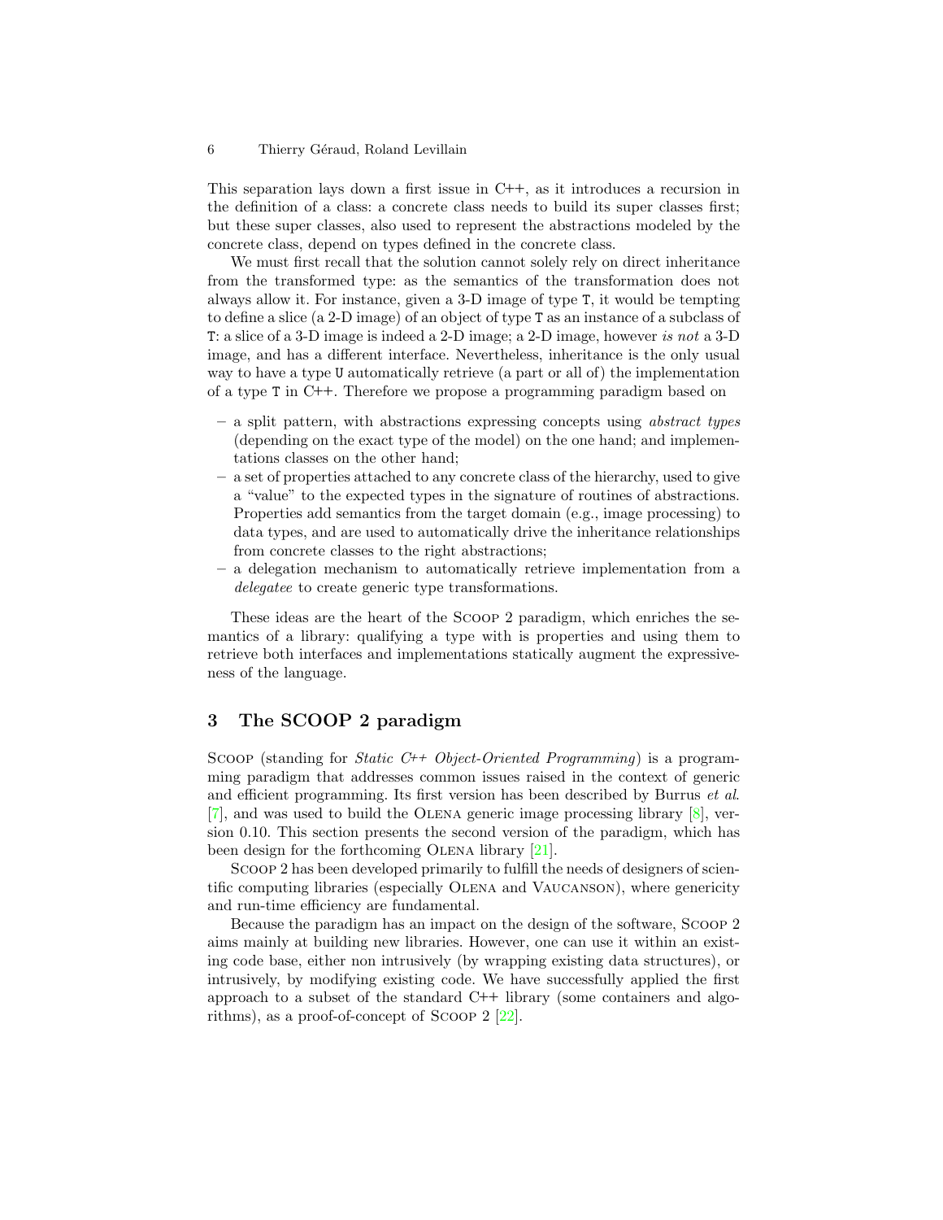This separation lays down a first issue in C++, as it introduces a recursion in the definition of a class: a concrete class needs to build its super classes first; but these super classes, also used to represent the abstractions modeled by the concrete class, depend on types defined in the concrete class.

We must first recall that the solution cannot solely rely on direct inheritance from the transformed type: as the semantics of the transformation does not always allow it. For instance, given a 3-D image of type `T`, it would be tempting to define a slice (a 2-D image) of an object of type `T` as an instance of a subclass of `T`: a slice of a 3-D image is indeed a 2-D image; a 2-D image, however *is not* a 3-D image, and has a different interface. Nevertheless, inheritance is the only usual way to have a type `U` automatically retrieve (a part or all of) the implementation of a type `T` in C++. Therefore we propose a programming paradigm based on

- a split pattern, with abstractions expressing concepts using *abstract types* (depending on the exact type of the model) on the one hand; and implementations classes on the other hand;
- a set of properties attached to any concrete class of the hierarchy, used to give a "value" to the expected types in the signature of routines of abstractions. Properties add semantics from the target domain (e.g., image processing) to data types, and are used to automatically drive the inheritance relationships from concrete classes to the right abstractions;
- a delegation mechanism to automatically retrieve implementation from a *delegatee* to create generic type transformations.

These ideas are the heart of the Scoop 2 paradigm, which enriches the semantics of a library: qualifying a type with is properties and using them to retrieve both interfaces and implementations statically augment the expressiveness of the language.

## 3 The SCOOP 2 paradigm

Scoop (standing for *Static C++ Object-Oriented Programming*) is a programming paradigm that addresses common issues raised in the context of generic and efficient programming. Its first version has been described by Burrus *et al.* [7], and was used to build the Olena generic image processing library [8], version 0.10. This section presents the second version of the paradigm, which has been design for the forthcoming Olena library [21].

Scoop 2 has been developed primarily to fulfill the needs of designers of scientific computing libraries (especially Olena and Vaucanson), where genericity and run-time efficiency are fundamental.

Because the paradigm has an impact on the design of the software, Scoop 2 aims mainly at building new libraries. However, one can use it within an existing code base, either non intrusively (by wrapping existing data structures), or intrusively, by modifying existing code. We have successfully applied the first approach to a subset of the standard C++ library (some containers and algorithms), as a proof-of-concept of Scoop 2 [22].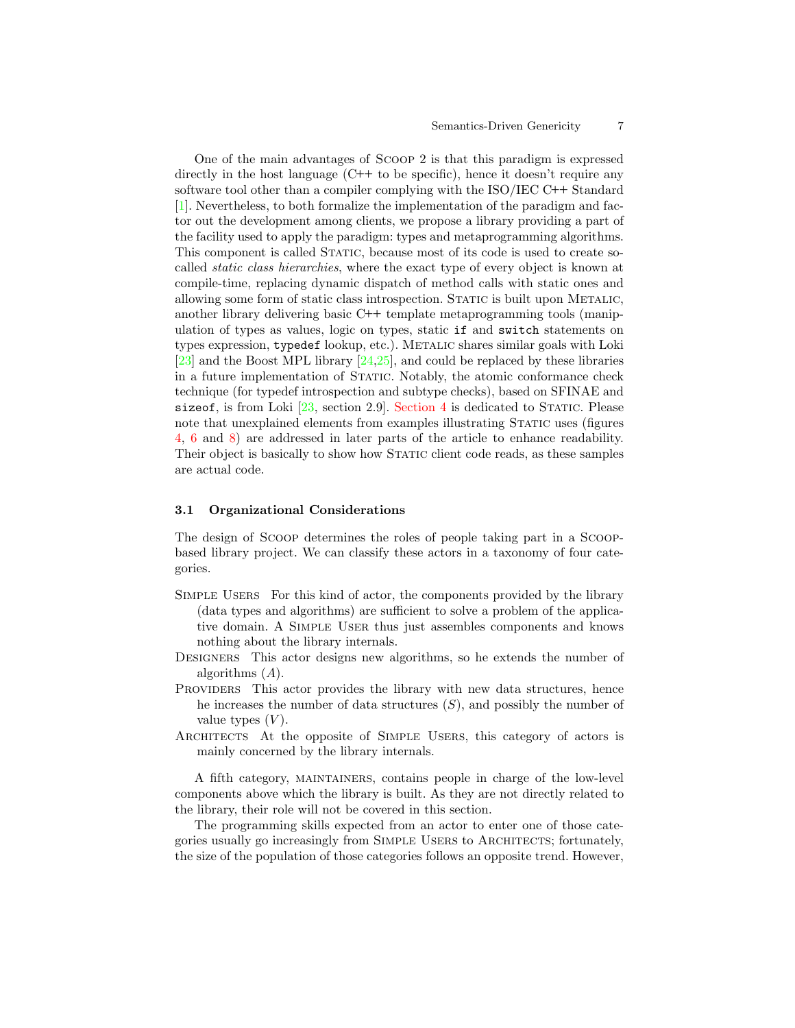One of the main advantages of Scoop 2 is that this paradigm is expressed directly in the host language (C++ to be specific), hence it doesn't require any software tool other than a compiler complying with the ISO/IEC C++ Standard [1]. Nevertheless, to both formalize the implementation of the paradigm and factor out the development among clients, we propose a library providing a part of the facility used to apply the paradigm: types and metaprogramming algorithms. This component is called Static, because most of its code is used to create so-called *static class hierarchies*, where the exact type of every object is known at compile-time, replacing dynamic dispatch of method calls with static ones and allowing some form of static class introspection. Static is built upon Metalic, another library delivering basic C++ template metaprogramming tools (manipulation of types as values, logic on types, static `if` and `switch` statements on types expression, `typedef` lookup, etc.). Metalic shares similar goals with Loki [23] and the Boost MPL library [24,25], and could be replaced by these libraries in a future implementation of Static. Notably, the atomic conformance check technique (for typedef introspection and subtype checks), based on SFINAE and `sizeof`, is from Loki [23, section 2.9]. Section 4 is dedicated to Static. Please note that unexplained elements from examples illustrating Static uses (figures 4, 6 and 8) are addressed in later parts of the article to enhance readability. Their object is basically to show how Static client code reads, as these samples are actual code.

### 3.1 Organizational Considerations

The design of Scoop determines the roles of people taking part in a Scoop-based library project. We can classify these actors in a taxonomy of four categories.

- Simple Users For this kind of actor, the components provided by the library (data types and algorithms) are sufficient to solve a problem of the applicative domain. A Simple User thus just assembles components and knows nothing about the library internals.
- Designers This actor designs new algorithms, so he extends the number of algorithms ($A$).
- Providers This actor provides the library with new data structures, hence he increases the number of data structures ($S$), and possibly the number of value types ($V$).
- Architects At the opposite of Simple Users, this category of actors is mainly concerned by the library internals.

A fifth category, maintainers, contains people in charge of the low-level components above which the library is built. As they are not directly related to the library, their role will not be covered in this section.

The programming skills expected from an actor to enter one of those categories usually go increasingly from Simple Users to Architects; fortunately, the size of the population of those categories follows an opposite trend. However,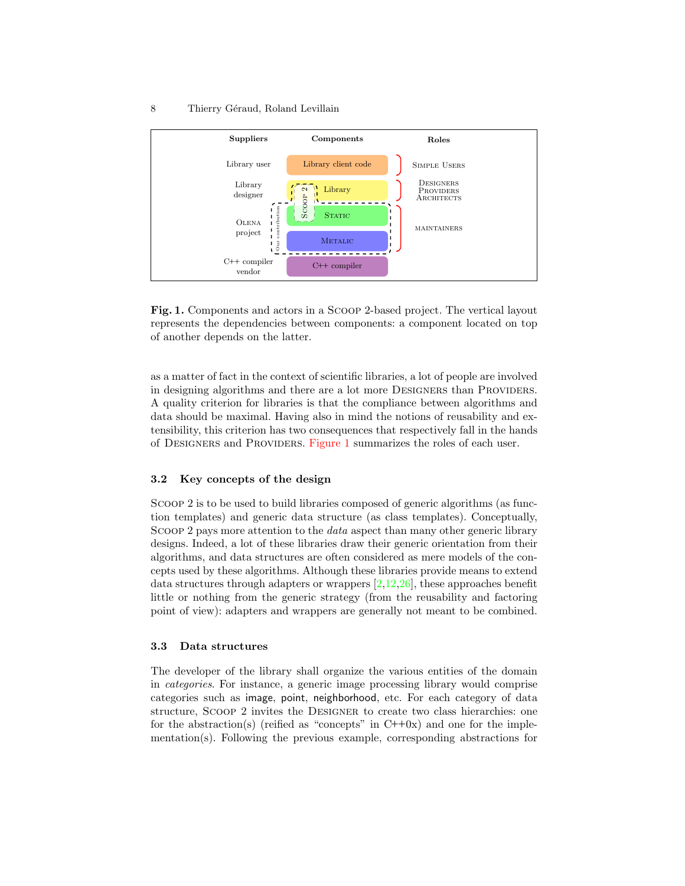| Suppliers | Components | Roles |
|---|---|---|
| Library user | Library client code | Simple Users |
| Library designer | Library | Designers Providers Architects |
| Olena project | Static | maintainers |
| | Metalic | |
| C++ compiler vendor | C++ compiler | |

**Fig. 1.** Components and actors in a Scoop 2-based project. The vertical layout represents the dependencies between components: a component located on top of another depends on the latter.

as a matter of fact in the context of scientific libraries, a lot of people are involved in designing algorithms and there are a lot more Designers than Providers. A quality criterion for libraries is that the compliance between algorithms and data should be maximal. Having also in mind the notions of reusability and extensibility, this criterion has two consequences that respectively fall in the hands of Designers and Providers. Figure 1 summarizes the roles of each user.

### 3.2 Key concepts of the design

Scoop 2 is to be used to build libraries composed of generic algorithms (as function templates) and generic data structure (as class templates). Conceptually, Scoop 2 pays more attention to the *data* aspect than many other generic library designs. Indeed, a lot of these libraries draw their generic orientation from their algorithms, and data structures are often considered as mere models of the concepts used by these algorithms. Although these libraries provide means to extend data structures through adapters or wrappers [2,12,26], these approaches benefit little or nothing from the generic strategy (from the reusability and factoring point of view): adapters and wrappers are generally not meant to be combined.

### 3.3 Data structures

The developer of the library shall organize the various entities of the domain in *categories*. For instance, a generic image processing library would comprise categories such as image, point, neighborhood, etc. For each category of data structure, Scoop 2 invites the Designer to create two class hierarchies: one for the abstraction(s) (reified as "concepts" in C++0x) and one for the implementation(s). Following the previous example, corresponding abstractions for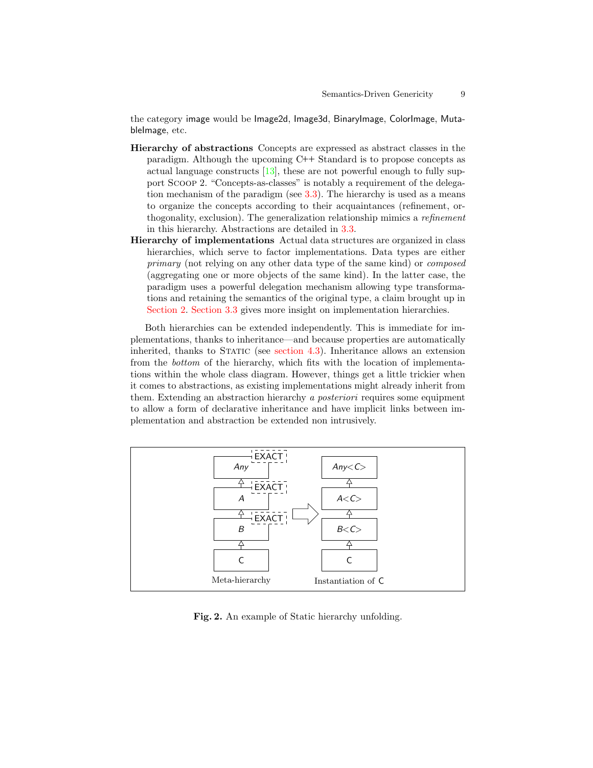the category image would be Image2d, Image3d, BinaryImage, ColorImage, MutableImage, etc.

**Hierarchy of abstractions** Concepts are expressed as abstract classes in the paradigm. Although the upcoming C++ Standard is to propose concepts as actual language constructs [13], these are not powerful enough to fully support SCOOP 2. "Concepts-as-classes" is notably a requirement of the delegation mechanism of the paradigm (see 3.3). The hierarchy is used as a means to organize the concepts according to their acquaintances (refinement, orthogonality, exclusion). The generalization relationship mimics a *refinement* in this hierarchy. Abstractions are detailed in 3.3.

**Hierarchy of implementations** Actual data structures are organized in class hierarchies, which serve to factor implementations. Data types are either *primary* (not relying on any other data type of the same kind) or *composed* (aggregating one or more objects of the same kind). In the latter case, the paradigm uses a powerful delegation mechanism allowing type transformations and retaining the semantics of the original type, a claim brought up in Section 2. Section 3.3 gives more insight on implementation hierarchies.

Both hierarchies can be extended independently. This is immediate for implementations, thanks to inheritance—and because properties are automatically inherited, thanks to STATIC (see section 4.3). Inheritance allows an extension from the *bottom* of the hierarchy, which fits with the location of implementations within the whole class diagram. However, things get a little trickier when it comes to abstractions, as existing implementations might already inherit from them. Extending an abstraction hierarchy *a posteriori* requires some equipment to allow a form of declarative inheritance and have implicit links between implementation and abstraction be extended non intrusively.

Meta-hierarchy: *Any* [EXACT] ← *A* [EXACT] ← *B* [EXACT] ← C

Instantiation of C: *Any<C>* ← *A<C>* ← *B<C>* ← C

**Fig. 2.** An example of Static hierarchy unfolding.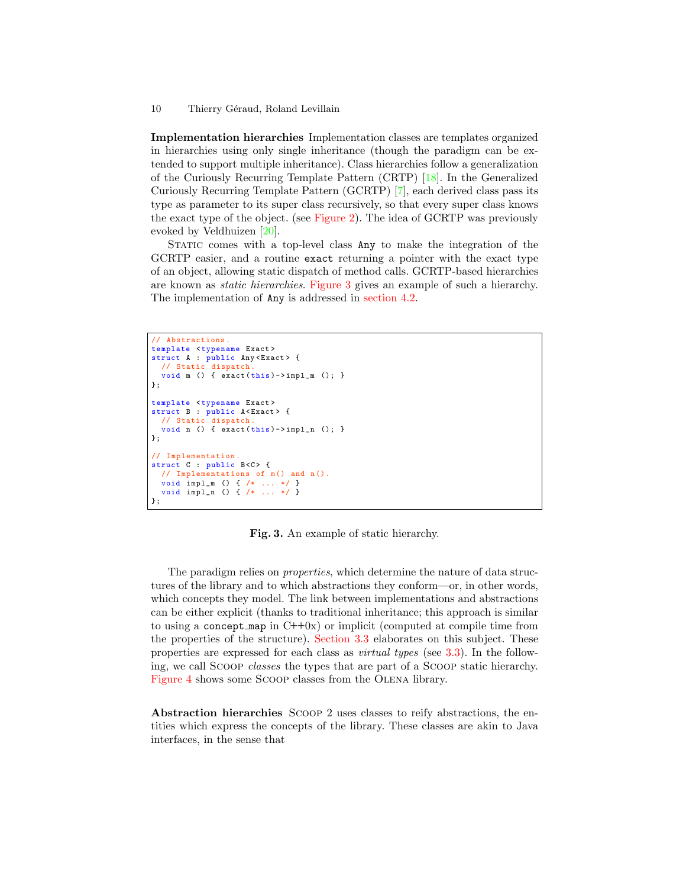**Implementation hierarchies** Implementation classes are templates organized in hierarchies using only single inheritance (though the paradigm can be extended to support multiple inheritance). Class hierarchies follow a generalization of the Curiously Recurring Template Pattern (CRTP) [18]. In the Generalized Curiously Recurring Template Pattern (GCRTP) [7], each derived class pass its type as parameter to its super class recursively, so that every super class knows the exact type of the object. (see Figure 2). The idea of GCRTP was previously evoked by Veldhuizen [20].

Static comes with a top-level class `Any` to make the integration of the GCRTP easier, and a routine `exact` returning a pointer with the exact type of an object, allowing static dispatch of method calls. GCRTP-based hierarchies are known as *static hierarchies*. Figure 3 gives an example of such a hierarchy. The implementation of `Any` is addressed in section 4.2.

```
// Abstractions.
template <typename Exact>
struct A : public Any<Exact> {
  // Static dispatch.
  void m () { exact(this)->impl_m (); }
};

template <typename Exact>
struct B : public A<Exact> {
  // Static dispatch.
  void n () { exact(this)->impl_n (); }
};

// Implementation.
struct C : public B<C> {
  // Implementations of m() and n().
  void impl_m () { /* ... */ }
  void impl_n () { /* ... */ }
};
```

**Fig. 3.** An example of static hierarchy.

The paradigm relies on *properties*, which determine the nature of data structures of the library and to which abstractions they conform—or, in other words, which concepts they model. The link between implementations and abstractions can be either explicit (thanks to traditional inheritance; this approach is similar to using a `concept_map` in C++0x) or implicit (computed at compile time from the properties of the structure). Section 3.3 elaborates on this subject. These properties are expressed for each class as *virtual types* (see 3.3). In the following, we call Scoop *classes* the types that are part of a Scoop static hierarchy. Figure 4 shows some Scoop classes from the Olena library.

**Abstraction hierarchies** Scoop 2 uses classes to reify abstractions, the entities which express the concepts of the library. These classes are akin to Java interfaces, in the sense that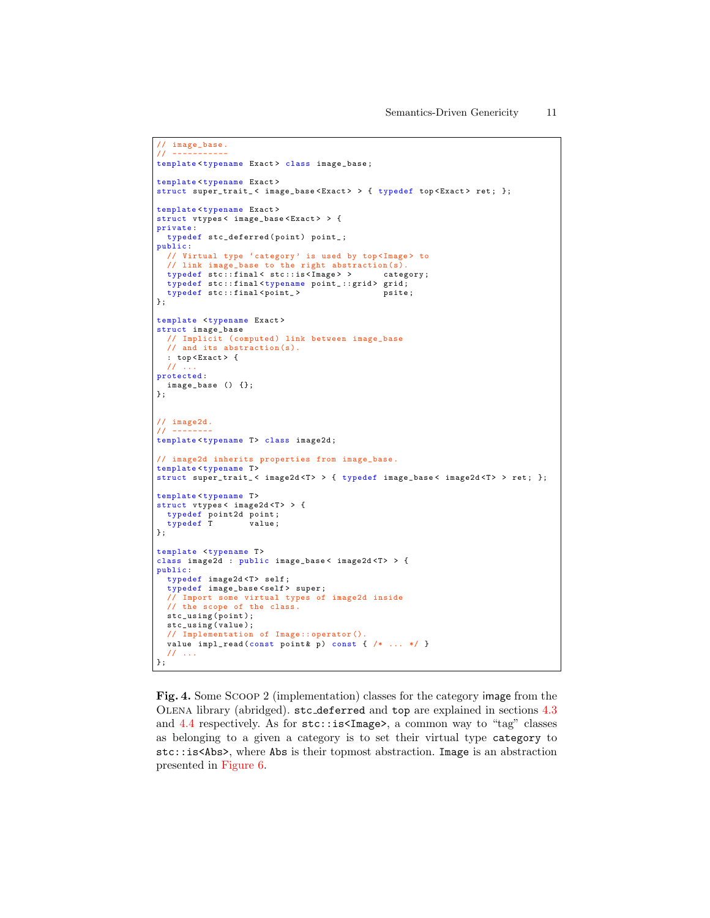```cpp
// image_base.
// ----------
template<typename Exact> class image_base;

template<typename Exact>
struct super_trait_< image_base<Exact> > { typedef top<Exact> ret; };

template<typename Exact>
struct vtypes< image_base<Exact> > {
private:
  typedef stc_deferred(point) point_;
public:
  // Virtual type 'category' is used by top<Image> to
  // link image_base to the right abstraction(s).
  typedef stc::final< stc::is<Image> >      category;
  typedef stc::final<typename point_::grid> grid;
  typedef stc::final<point_>                psite;
};

template <typename Exact>
struct image_base
  // Implicit (computed) link between image_base
  // and its abstraction(s).
  : top<Exact> {
  // ...
protected:
  image_base () {};
};


// image2d.
// --------
template<typename T> class image2d;

// image2d inherits properties from image_base.
template<typename T>
struct super_trait_< image2d<T> > { typedef image_base< image2d<T> > ret; };

template<typename T>
struct vtypes< image2d<T> > {
  typedef point2d point;
  typedef T       value;
};

template <typename T>
class image2d : public image_base< image2d<T> > {
public:
  typedef image2d<T> self;
  typedef image_base<self> super;
  // Import some virtual types of image2d inside
  // the scope of the class.
  stc_using(point);
  stc_using(value);
  // Implementation of Image::operator().
  value impl_read(const point& p) const { /* ... */ }
  // ...
};
```

**Fig. 4.** Some Scoop 2 (implementation) classes for the category `image` from the Olena library (abridged). `stc_deferred` and `top` are explained in sections 4.3 and 4.4 respectively. As for `stc::is<Image>`, a common way to "tag" classes as belonging to a given a category is to set their virtual type `category` to `stc::is<Abs>`, where `Abs` is their topmost abstraction. `Image` is an abstraction presented in Figure 6.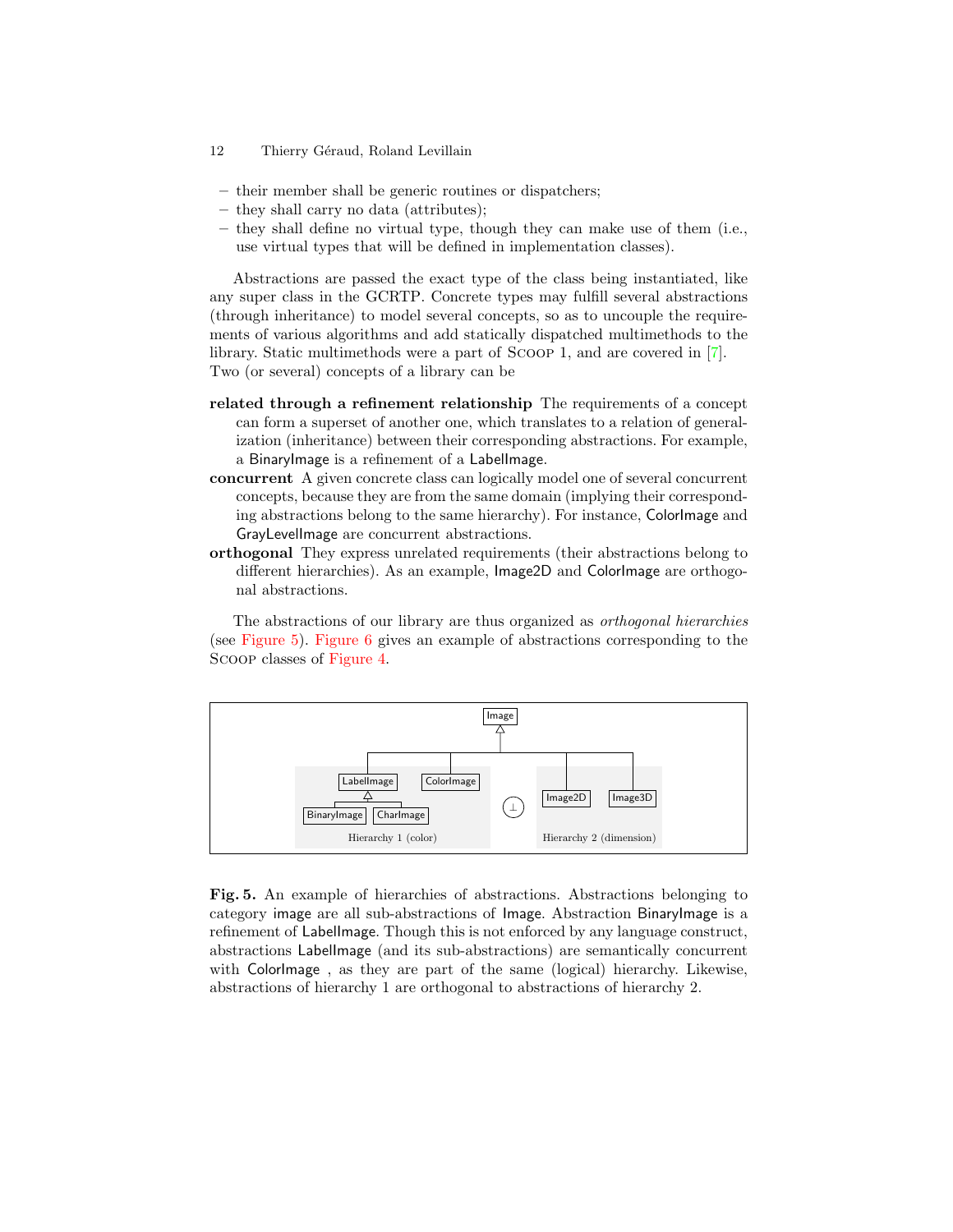– their member shall be generic routines or dispatchers;
– they shall carry no data (attributes);
– they shall define no virtual type, though they can make use of them (i.e., use virtual types that will be defined in implementation classes).

Abstractions are passed the exact type of the class being instantiated, like any super class in the GCRTP. Concrete types may fulfill several abstractions (through inheritance) to model several concepts, so as to uncouple the requirements of various algorithms and add statically dispatched multimethods to the library. Static multimethods were a part of SCOOP 1, and are covered in [7]. Two (or several) concepts of a library can be

**related through a refinement relationship** The requirements of a concept can form a superset of another one, which translates to a relation of generalization (inheritance) between their corresponding abstractions. For example, a BinaryImage is a refinement of a LabelImage.

**concurrent** A given concrete class can logically model one of several concurrent concepts, because they are from the same domain (implying their corresponding abstractions belong to the same hierarchy). For instance, ColorImage and GrayLevelImage are concurrent abstractions.

**orthogonal** They express unrelated requirements (their abstractions belong to different hierarchies). As an example, Image2D and ColorImage are orthogonal abstractions.

The abstractions of our library are thus organized as *orthogonal hierarchies* (see Figure 5). Figure 6 gives an example of abstractions corresponding to the SCOOP classes of Figure 4.

**Fig. 5.** An example of hierarchies of abstractions. Abstractions belonging to category image are all sub-abstractions of Image. Abstraction BinaryImage is a refinement of LabelImage. Though this is not enforced by any language construct, abstractions LabelImage (and its sub-abstractions) are semantically concurrent with ColorImage , as they are part of the same (logical) hierarchy. Likewise, abstractions of hierarchy 1 are orthogonal to abstractions of hierarchy 2.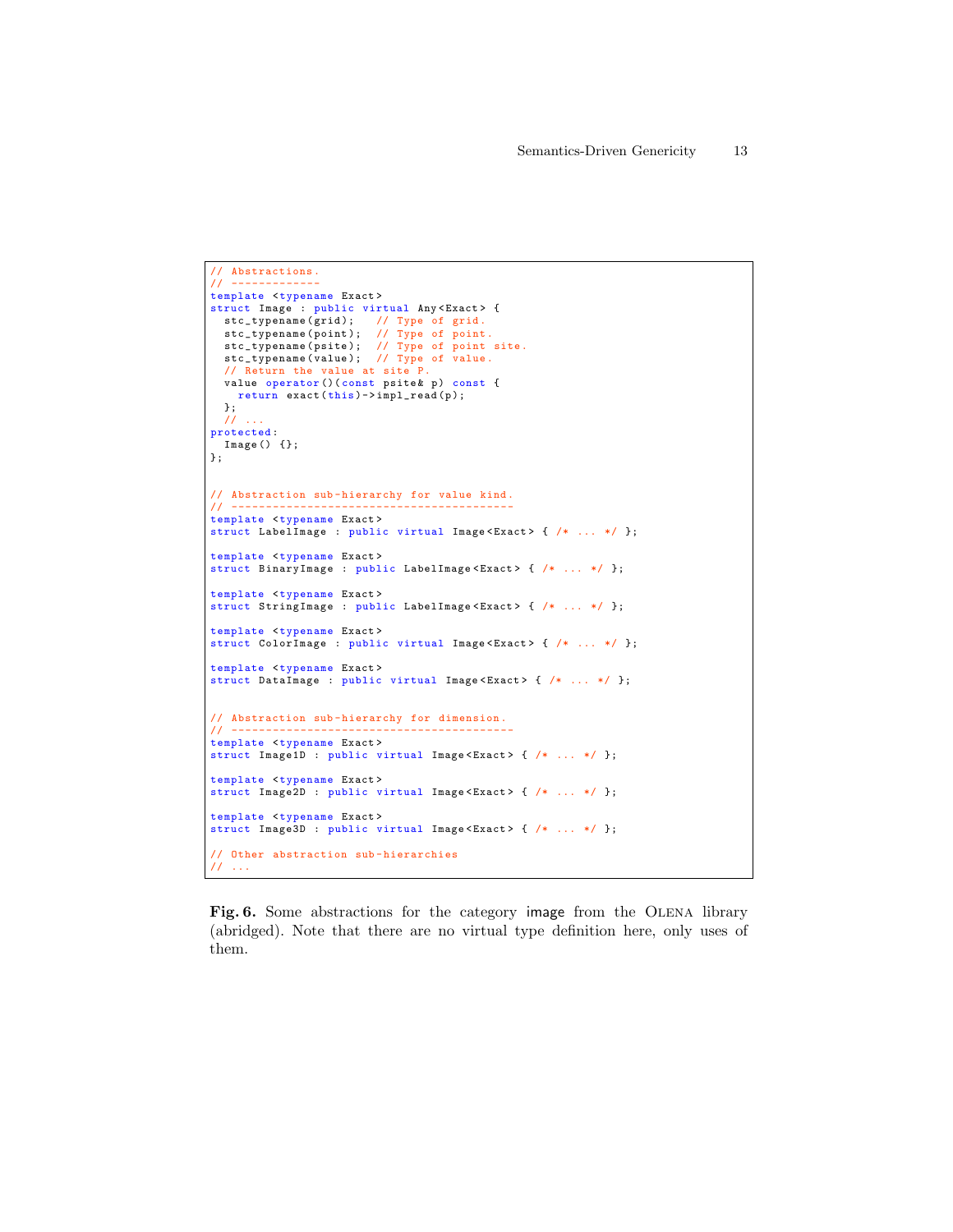```cpp
// Abstractions.
// -------------
template <typename Exact>
struct Image : public virtual Any<Exact> {
  stc_typename(grid);   // Type of grid.
  stc_typename(point);  // Type of point.
  stc_typename(psite);  // Type of point site.
  stc_typename(value);  // Type of value.
  // Return the value at site P.
  value operator()(const psite& p) const {
    return exact(this)->impl_read(p);
  };
  // ...
protected:
  Image() {};
};


// Abstraction sub-hierarchy for value kind.
// -----------------------------------------
template <typename Exact>
struct LabelImage : public virtual Image<Exact> { /* ... */ };

template <typename Exact>
struct BinaryImage : public LabelImage<Exact> { /* ... */ };

template <typename Exact>
struct StringImage : public LabelImage<Exact> { /* ... */ };

template <typename Exact>
struct ColorImage : public virtual Image<Exact> { /* ... */ };

template <typename Exact>
struct DataImage : public virtual Image<Exact> { /* ... */ };


// Abstraction sub-hierarchy for dimension.
// -----------------------------------------
template <typename Exact>
struct Image1D : public virtual Image<Exact> { /* ... */ };

template <typename Exact>
struct Image2D : public virtual Image<Exact> { /* ... */ };

template <typename Exact>
struct Image3D : public virtual Image<Exact> { /* ... */ };

// Other abstraction sub-hierarchies
// ...
```

**Fig. 6.** Some abstractions for the category image from the OLENA library (abridged). Note that there are no virtual type definition here, only uses of them.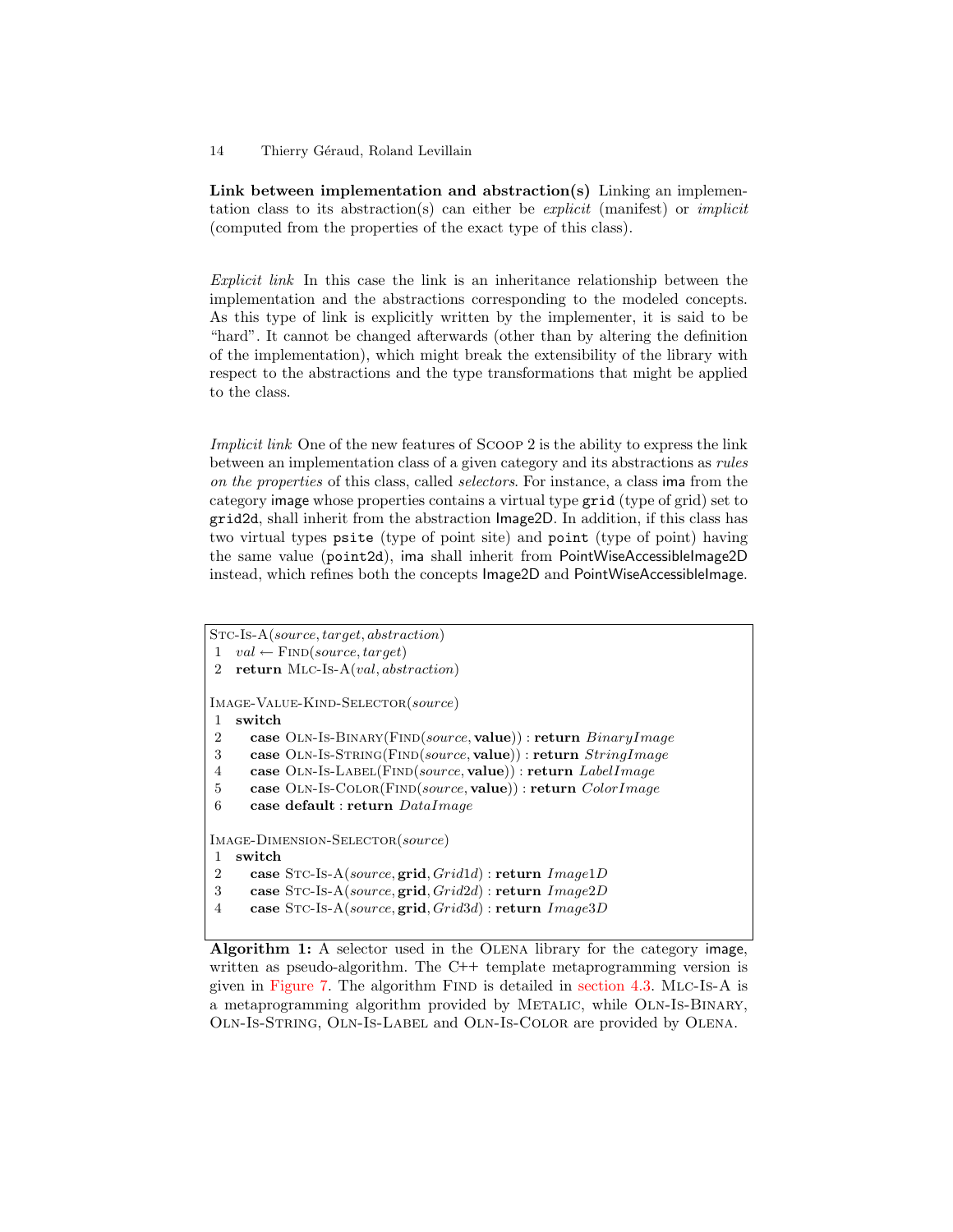**Link between implementation and abstraction(s)** Linking an implementation class to its abstraction(s) can either be *explicit* (manifest) or *implicit* (computed from the properties of the exact type of this class).

*Explicit link* In this case the link is an inheritance relationship between the implementation and the abstractions corresponding to the modeled concepts. As this type of link is explicitly written by the implementer, it is said to be "hard". It cannot be changed afterwards (other than by altering the definition of the implementation), which might break the extensibility of the library with respect to the abstractions and the type transformations that might be applied to the class.

*Implicit link* One of the new features of SCOOP 2 is the ability to express the link between an implementation class of a given category and its abstractions as *rules on the properties* of this class, called *selectors*. For instance, a class ima from the category image whose properties contains a virtual type `grid` (type of grid) set to `grid2d`, shall inherit from the abstraction Image2D. In addition, if this class has two virtual types `psite` (type of point site) and `point` (type of point) having the same value (`point2d`), ima shall inherit from PointWiseAccessibleImage2D instead, which refines both the concepts Image2D and PointWiseAccessibleImage.

```
STC-IS-A(source, target, abstraction)
 1  val ← FIND(source, target)
 2  return MLC-IS-A(val, abstraction)

IMAGE-VALUE-KIND-SELECTOR(source)
 1  switch
 2     case OLN-IS-BINARY(FIND(source, value)) : return BinaryImage
 3     case OLN-IS-STRING(FIND(source, value)) : return StringImage
 4     case OLN-IS-LABEL(FIND(source, value)) : return LabelImage
 5     case OLN-IS-COLOR(FIND(source, value)) : return ColorImage
 6     case default : return DataImage

IMAGE-DIMENSION-SELECTOR(source)
 1  switch
 2     case STC-IS-A(source, grid, Grid1d) : return Image1D
 3     case STC-IS-A(source, grid, Grid2d) : return Image2D
 4     case STC-IS-A(source, grid, Grid3d) : return Image3D
```

**Algorithm 1:** A selector used in the OLENA library for the category image, written as pseudo-algorithm. The C++ template metaprogramming version is given in Figure 7. The algorithm FIND is detailed in section 4.3. MLC-IS-A is a metaprogramming algorithm provided by METALIC, while OLN-IS-BINARY, OLN-IS-STRING, OLN-IS-LABEL and OLN-IS-COLOR are provided by OLENA.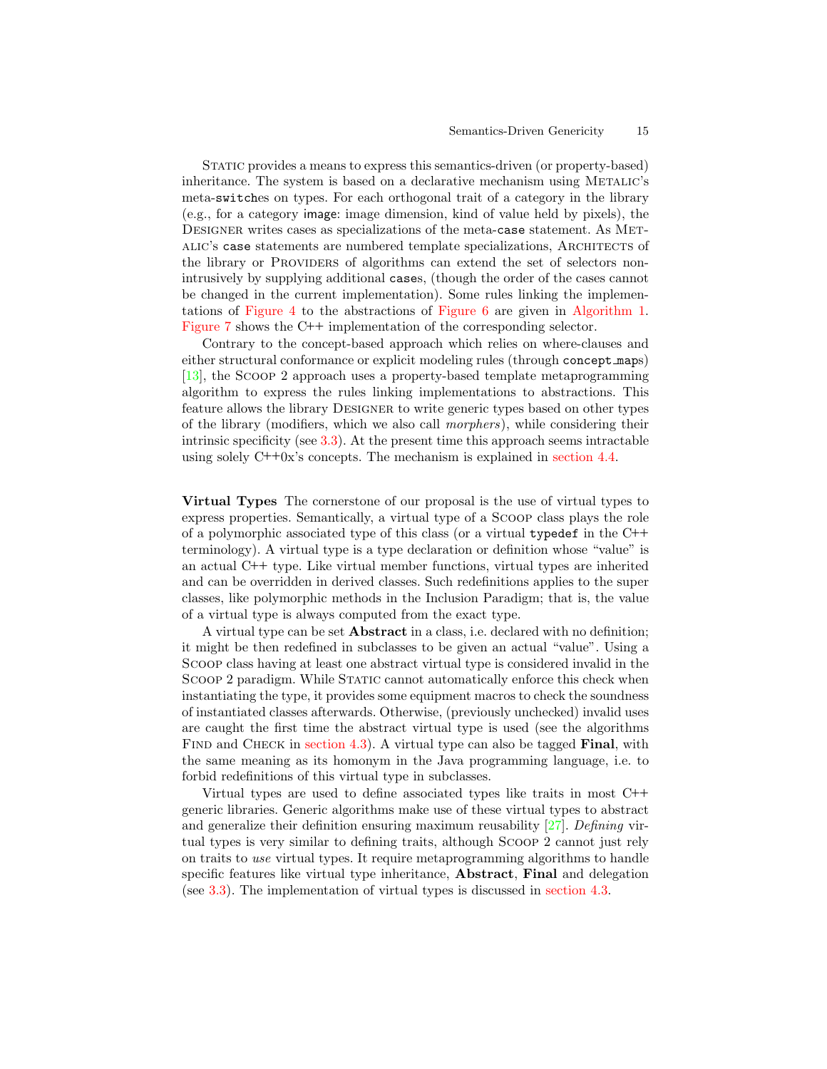Static provides a means to express this semantics-driven (or property-based) inheritance. The system is based on a declarative mechanism using Metalic's meta-`switch`es on types. For each orthogonal trait of a category in the library (e.g., for a category `image`: image dimension, kind of value held by pixels), the Designer writes cases as specializations of the meta-`case` statement. As Metalic's `case` statements are numbered template specializations, Architects of the library or Providers of algorithms can extend the set of selectors non-intrusively by supplying additional `case`s, (though the order of the cases cannot be changed in the current implementation). Some rules linking the implementations of Figure 4 to the abstractions of Figure 6 are given in Algorithm 1. Figure 7 shows the C++ implementation of the corresponding selector.

Contrary to the concept-based approach which relies on where-clauses and either structural conformance or explicit modeling rules (through `concept_maps`) [13], the Scoop 2 approach uses a property-based template metaprogramming algorithm to express the rules linking implementations to abstractions. This feature allows the library Designer to write generic types based on other types of the library (modifiers, which we also call *morphers*), while considering their intrinsic specificity (see 3.3). At the present time this approach seems intractable using solely C++0x's concepts. The mechanism is explained in section 4.4.

**Virtual Types** The cornerstone of our proposal is the use of virtual types to express properties. Semantically, a virtual type of a Scoop class plays the role of a polymorphic associated type of this class (or a virtual `typedef` in the C++ terminology). A virtual type is a type declaration or definition whose "value" is an actual C++ type. Like virtual member functions, virtual types are inherited and can be overridden in derived classes. Such redefinitions applies to the super classes, like polymorphic methods in the Inclusion Paradigm; that is, the value of a virtual type is always computed from the exact type.

A virtual type can be set **Abstract** in a class, i.e. declared with no definition; it might be then redefined in subclasses to be given an actual "value". Using a Scoop class having at least one abstract virtual type is considered invalid in the Scoop 2 paradigm. While Static cannot automatically enforce this check when instantiating the type, it provides some equipment macros to check the soundness of instantiated classes afterwards. Otherwise, (previously unchecked) invalid uses are caught the first time the abstract virtual type is used (see the algorithms Find and Check in section 4.3). A virtual type can also be tagged **Final**, with the same meaning as its homonym in the Java programming language, i.e. to forbid redefinitions of this virtual type in subclasses.

Virtual types are used to define associated types like traits in most C++ generic libraries. Generic algorithms make use of these virtual types to abstract and generalize their definition ensuring maximum reusability [27]. *Defining* virtual types is very similar to defining traits, although Scoop 2 cannot just rely on traits to *use* virtual types. It require metaprogramming algorithms to handle specific features like virtual type inheritance, **Abstract**, **Final** and delegation (see 3.3). The implementation of virtual types is discussed in section 4.3.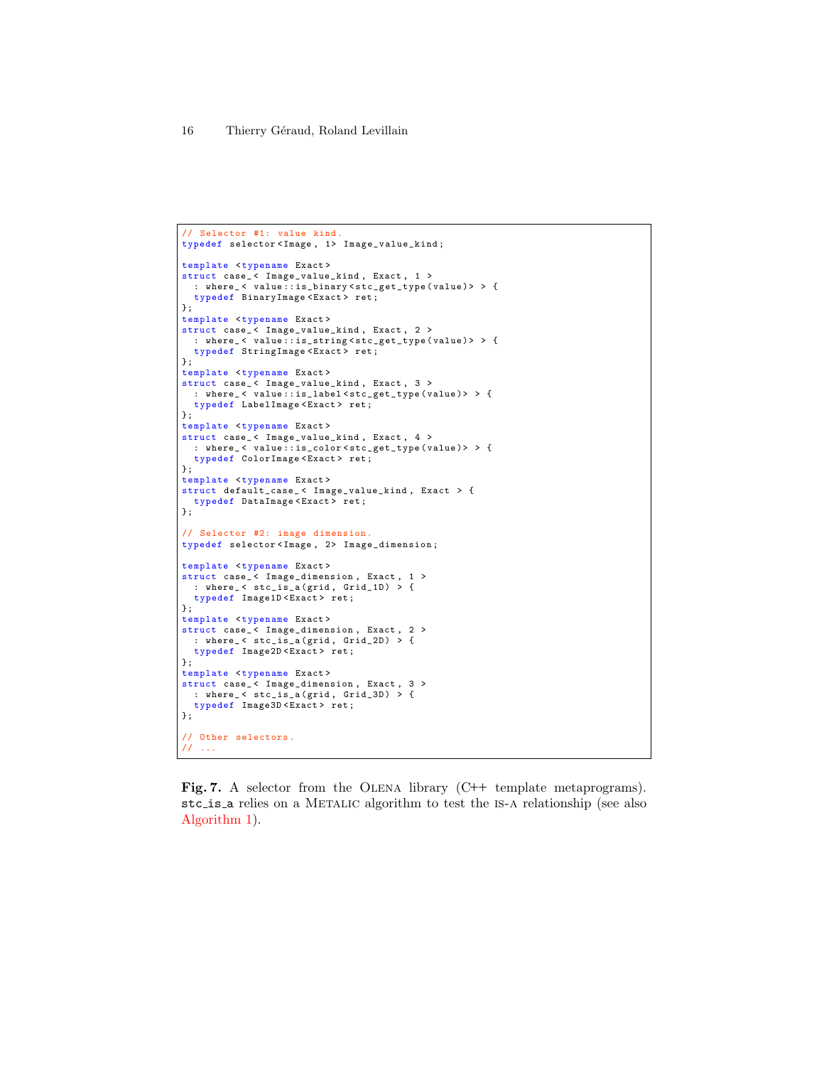```
// Selector #1: value kind.
typedef selector<Image, 1> Image_value_kind;

template <typename Exact>
struct case_< Image_value_kind, Exact, 1 >
  : where_< value::is_binary<stc_get_type(value)> > {
  typedef BinaryImage<Exact> ret;
};
template <typename Exact>
struct case_< Image_value_kind, Exact, 2 >
  : where_< value::is_string<stc_get_type(value)> > {
  typedef StringImage<Exact> ret;
};
template <typename Exact>
struct case_< Image_value_kind, Exact, 3 >
  : where_< value::is_label<stc_get_type(value)> > {
  typedef LabelImage<Exact> ret;
};
template <typename Exact>
struct case_< Image_value_kind, Exact, 4 >
  : where_< value::is_color<stc_get_type(value)> > {
  typedef ColorImage<Exact> ret;
};
template <typename Exact>
struct default_case_< Image_value_kind, Exact > {
  typedef DataImage<Exact> ret;
};

// Selector #2: image dimension.
typedef selector<Image, 2> Image_dimension;

template <typename Exact>
struct case_< Image_dimension, Exact, 1 >
  : where_< stc_is_a(grid, Grid_1D) > {
  typedef Image1D<Exact> ret;
};
template <typename Exact>
struct case_< Image_dimension, Exact, 2 >
  : where_< stc_is_a(grid, Grid_2D) > {
  typedef Image2D<Exact> ret;
};
template <typename Exact>
struct case_< Image_dimension, Exact, 3 >
  : where_< stc_is_a(grid, Grid_3D) > {
  typedef Image3D<Exact> ret;
};

// Other selectors.
// ...
```

**Fig. 7.** A selector from the OLENA library (C++ template metaprograms). `stc_is_a` relies on a METALIC algorithm to test the IS-A relationship (see also Algorithm 1).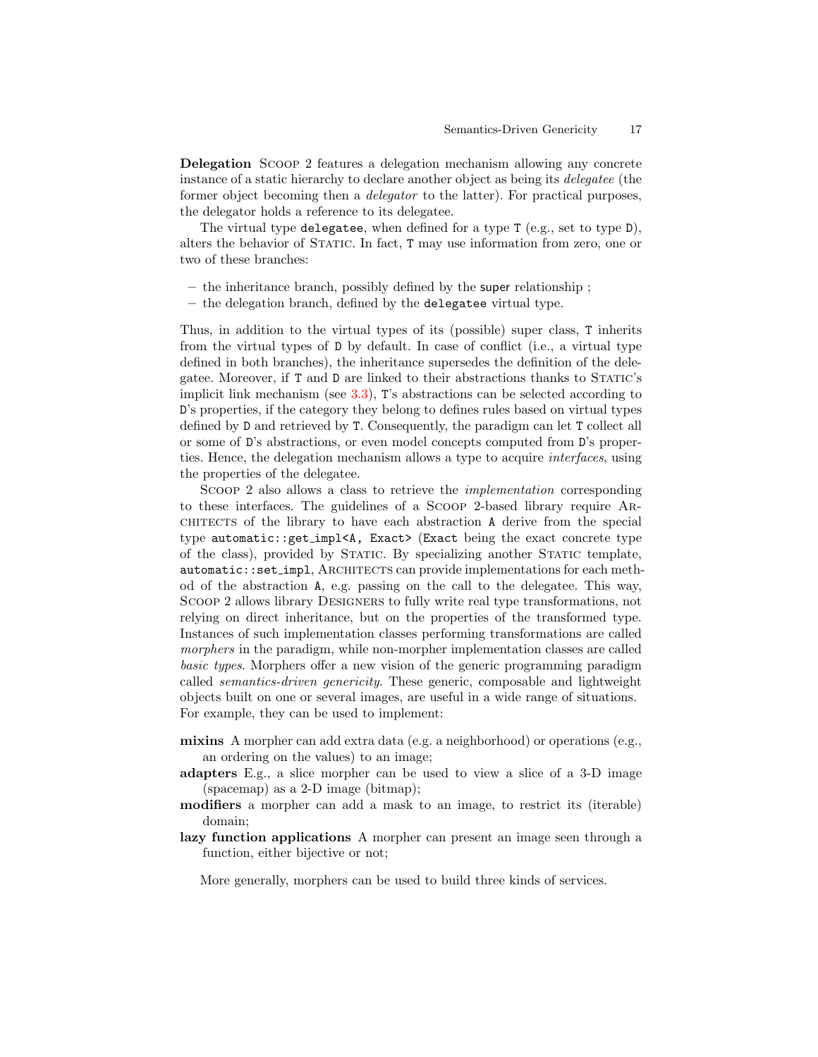**Delegation** Scoop 2 features a delegation mechanism allowing any concrete instance of a static hierarchy to declare another object as being its *delegatee* (the former object becoming then a *delegator* to the latter). For practical purposes, the delegator holds a reference to its delegatee.

The virtual type `delegatee`, when defined for a type `T` (e.g., set to type `D`), alters the behavior of Static. In fact, `T` may use information from zero, one or two of these branches:

– the inheritance branch, possibly defined by the `super` relationship ;
– the delegation branch, defined by the `delegatee` virtual type.

Thus, in addition to the virtual types of its (possible) super class, `T` inherits from the virtual types of `D` by default. In case of conflict (i.e., a virtual type defined in both branches), the inheritance supersedes the definition of the delegatee. Moreover, if `T` and `D` are linked to their abstractions thanks to Static's implicit link mechanism (see 3.3), `T`'s abstractions can be selected according to `D`'s properties, if the category they belong to defines rules based on virtual types defined by `D` and retrieved by `T`. Consequently, the paradigm can let `T` collect all or some of `D`'s abstractions, or even model concepts computed from `D`'s properties. Hence, the delegation mechanism allows a type to acquire *interfaces*, using the properties of the delegatee.

Scoop 2 also allows a class to retrieve the *implementation* corresponding to these interfaces. The guidelines of a Scoop 2-based library require Architects of the library to have each abstraction `A` derive from the special type `automatic::get_impl<A, Exact>` (`Exact` being the exact concrete type of the class), provided by Static. By specializing another Static template, `automatic::set_impl`, Architects can provide implementations for each method of the abstraction `A`, e.g. passing on the call to the delegatee. This way, Scoop 2 allows library Designers to fully write real type transformations, not relying on direct inheritance, but on the properties of the transformed type. Instances of such implementation classes performing transformations are called *morphers* in the paradigm, while non-morpher implementation classes are called *basic types*. Morphers offer a new vision of the generic programming paradigm called *semantics-driven genericity*. These generic, composable and lightweight objects built on one or several images, are useful in a wide range of situations. For example, they can be used to implement:

**mixins** A morpher can add extra data (e.g. a neighborhood) or operations (e.g., an ordering on the values) to an image;

**adapters** E.g., a slice morpher can be used to view a slice of a 3-D image (spacemap) as a 2-D image (bitmap);

**modifiers** a morpher can add a mask to an image, to restrict its (iterable) domain;

**lazy function applications** A morpher can present an image seen through a function, either bijective or not;

More generally, morphers can be used to build three kinds of services.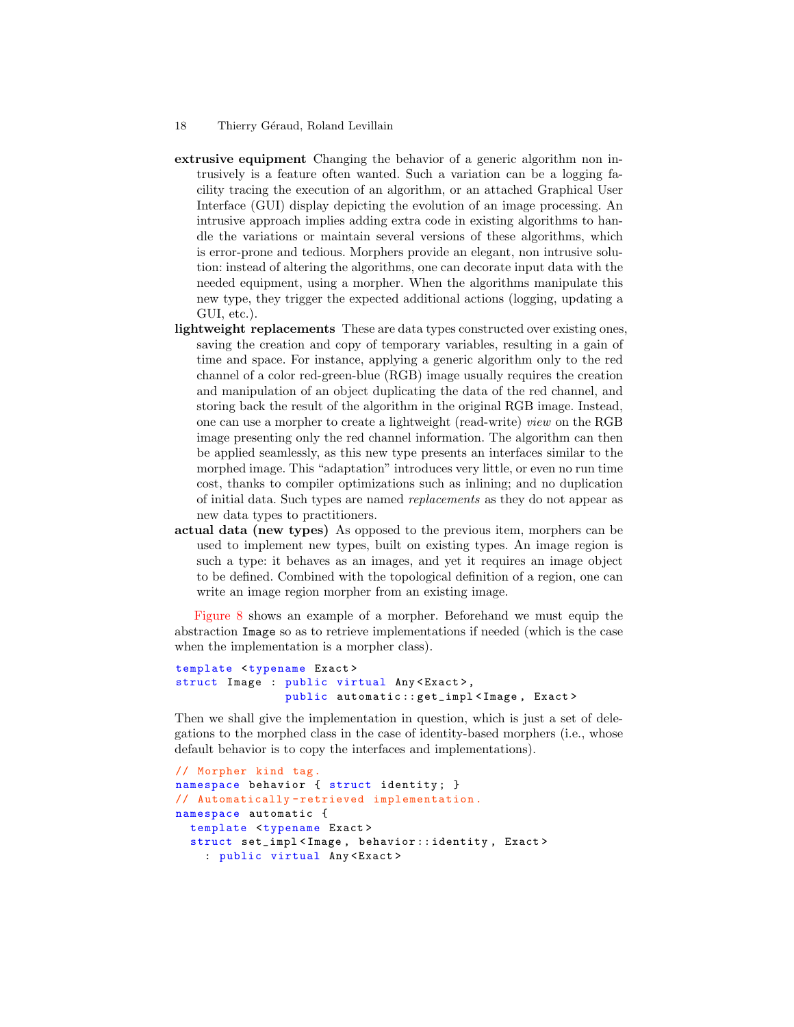**extrusive equipment** Changing the behavior of a generic algorithm non intrusively is a feature often wanted. Such a variation can be a logging facility tracing the execution of an algorithm, or an attached Graphical User Interface (GUI) display depicting the evolution of an image processing. An intrusive approach implies adding extra code in existing algorithms to handle the variations or maintain several versions of these algorithms, which is error-prone and tedious. Morphers provide an elegant, non intrusive solution: instead of altering the algorithms, one can decorate input data with the needed equipment, using a morpher. When the algorithms manipulate this new type, they trigger the expected additional actions (logging, updating a GUI, etc.).

**lightweight replacements** These are data types constructed over existing ones, saving the creation and copy of temporary variables, resulting in a gain of time and space. For instance, applying a generic algorithm only to the red channel of a color red-green-blue (RGB) image usually requires the creation and manipulation of an object duplicating the data of the red channel, and storing back the result of the algorithm in the original RGB image. Instead, one can use a morpher to create a lightweight (read-write) *view* on the RGB image presenting only the red channel information. The algorithm can then be applied seamlessly, as this new type presents an interfaces similar to the morphed image. This "adaptation" introduces very little, or even no run time cost, thanks to compiler optimizations such as inlining; and no duplication of initial data. Such types are named *replacements* as they do not appear as new data types to practitioners.

**actual data (new types)** As opposed to the previous item, morphers can be used to implement new types, built on existing types. An image region is such a type: it behaves as an images, and yet it requires an image object to be defined. Combined with the topological definition of a region, one can write an image region morpher from an existing image.

Figure 8 shows an example of a morpher. Beforehand we must equip the abstraction `Image` so as to retrieve implementations if needed (which is the case when the implementation is a morpher class).

```
template <typename Exact>
struct Image : public virtual Any<Exact>,
               public automatic::get_impl<Image, Exact>
```

Then we shall give the implementation in question, which is just a set of delegations to the morphed class in the case of identity-based morphers (i.e., whose default behavior is to copy the interfaces and implementations).

```
// Morpher kind tag.
namespace behavior { struct identity; }
// Automatically-retrieved implementation.
namespace automatic {
  template <typename Exact>
  struct set_impl<Image, behavior::identity, Exact>
    : public virtual Any<Exact>
```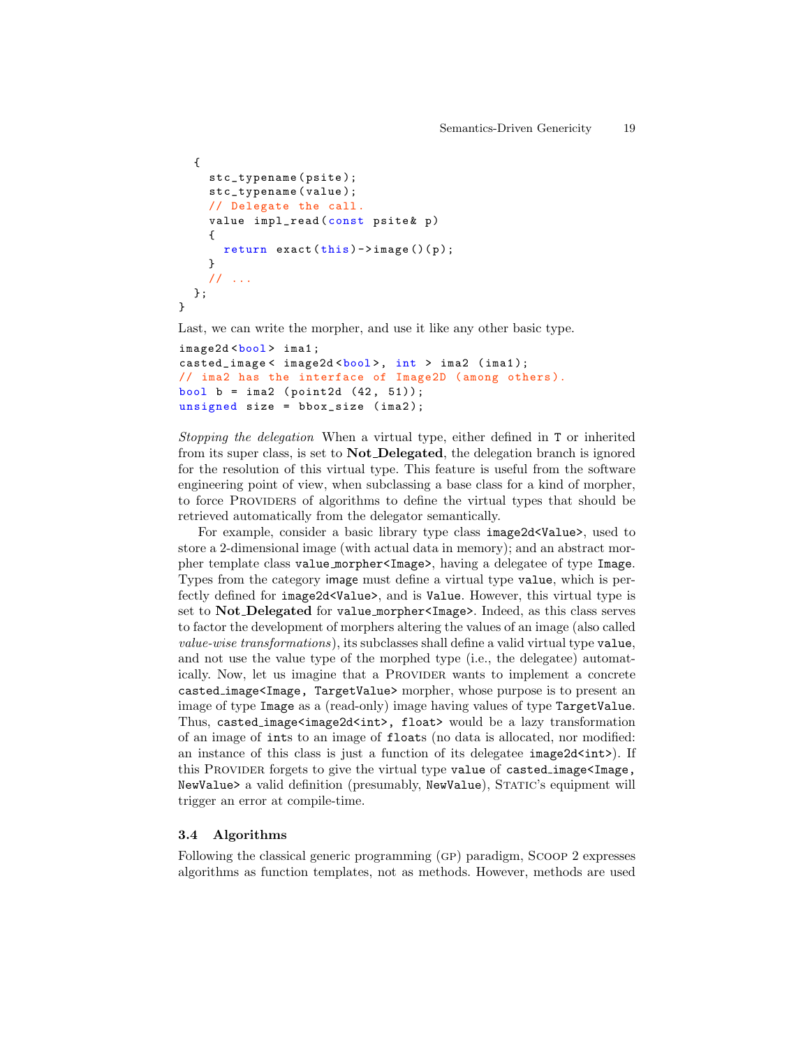```
  {
    stc_typename(psite);
    stc_typename(value);
    // Delegate the call.
    value impl_read(const psite& p)
    {
      return exact(this)->image()(p);
    }
    // ...
  };
}
```

Last, we can write the morpher, and use it like any other basic type.

```
image2d<bool> ima1;
casted_image< image2d<bool>, int > ima2 (ima1);
// ima2 has the interface of Image2D (among others).
bool b = ima2 (point2d (42, 51));
unsigned size = bbox_size (ima2);
```

*Stopping the delegation* When a virtual type, either defined in `T` or inherited from its super class, is set to **Not_Delegated**, the delegation branch is ignored for the resolution of this virtual type. This feature is useful from the software engineering point of view, when subclassing a base class for a kind of morpher, to force Providers of algorithms to define the virtual types that should be retrieved automatically from the delegator semantically.

For example, consider a basic library type class `image2d<Value>`, used to store a 2-dimensional image (with actual data in memory); and an abstract morpher template class `value_morpher<Image>`, having a delegatee of type `Image`. Types from the category `image` must define a virtual type `value`, which is perfectly defined for `image2d<Value>`, and is `Value`. However, this virtual type is set to **Not_Delegated** for `value_morpher<Image>`. Indeed, as this class serves to factor the development of morphers altering the values of an image (also called *value-wise transformations*), its subclasses shall define a valid virtual type `value`, and not use the value type of the morphed type (i.e., the delegatee) automatically. Now, let us imagine that a Provider wants to implement a concrete `casted_image<Image, TargetValue>` morpher, whose purpose is to present an image of type `Image` as a (read-only) image having values of type `TargetValue`. Thus, `casted_image<image2d<int>, float>` would be a lazy transformation of an image of `int`s to an image of `float`s (no data is allocated, nor modified: an instance of this class is just a function of its delegatee `image2d<int>`). If this Provider forgets to give the virtual type `value` of `casted_image<Image, NewValue>` a valid definition (presumably, `NewValue`), Static's equipment will trigger an error at compile-time.

### 3.4 Algorithms

Following the classical generic programming (gp) paradigm, Scoop 2 expresses algorithms as function templates, not as methods. However, methods are used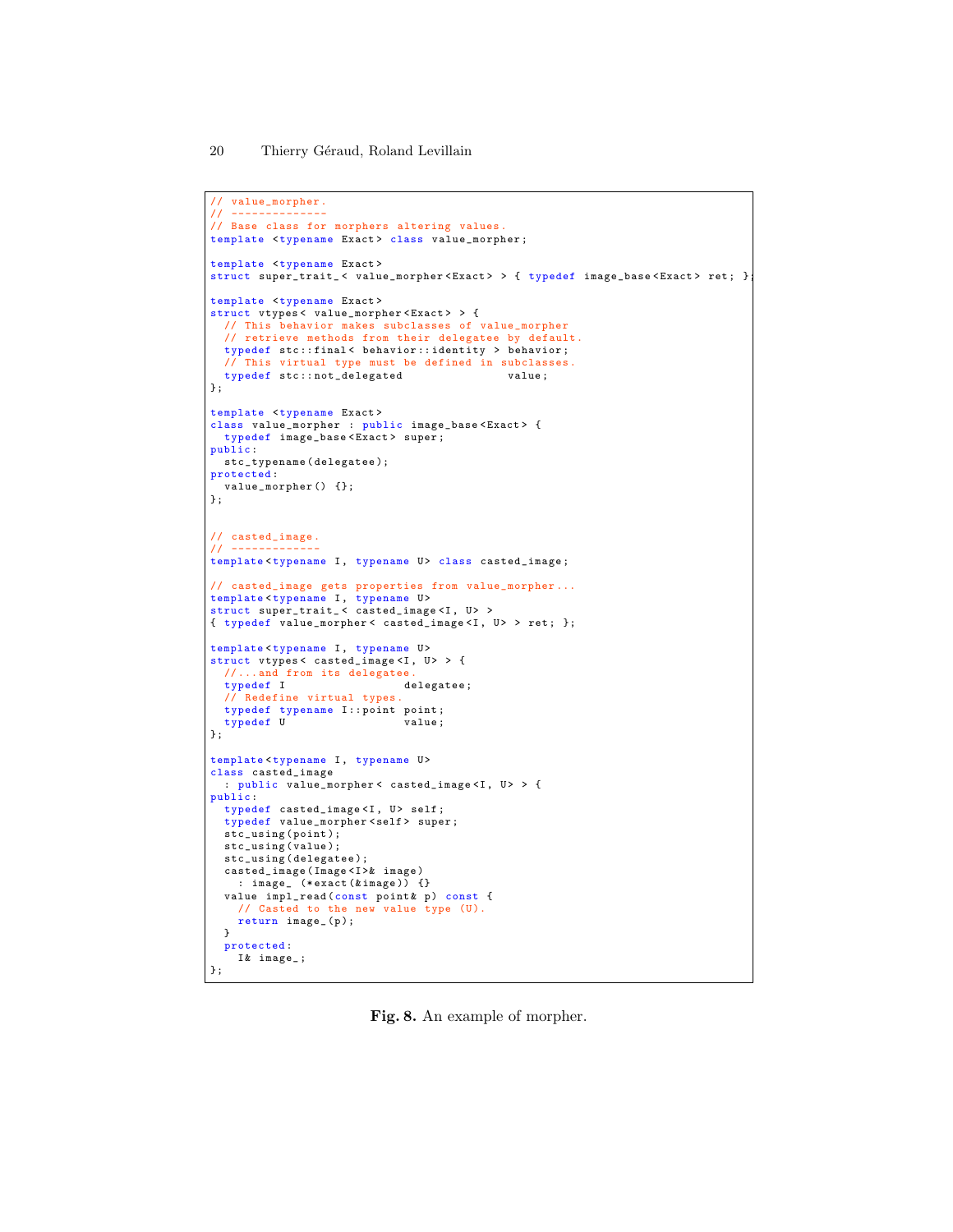```
// value_morpher.
// --------------
// Base class for morphers altering values.
template <typename Exact> class value_morpher;

template <typename Exact>
struct super_trait_< value_morpher<Exact> > { typedef image_base<Exact> ret; };

template <typename Exact>
struct vtypes< value_morpher<Exact> > {
  // This behavior makes subclasses of value_morpher
  // retrieve methods from their delegatee by default.
  typedef stc::final< behavior::identity > behavior;
  // This virtual type must be defined in subclasses.
  typedef stc::not_delegated               value;
};

template <typename Exact>
class value_morpher : public image_base<Exact> {
  typedef image_base<Exact> super;
public:
  stc_typename(delegatee);
protected:
  value_morpher() {};
};


// casted_image.
// -------------
template<typename I, typename U> class casted_image;

// casted_image gets properties from value_morpher...
template<typename I, typename U>
struct super_trait_< casted_image<I, U> >
{ typedef value_morpher< casted_image<I, U> > ret; };

template<typename I, typename U>
struct vtypes< casted_image<I, U> > {
  //...and from its delegatee.
  typedef I                  delegatee;
  // Redefine virtual types.
  typedef typename I::point point;
  typedef U                  value;
};

template<typename I, typename U>
class casted_image
  : public value_morpher< casted_image<I, U> > {
public:
  typedef casted_image<I, U> self;
  typedef value_morpher<self> super;
  stc_using(point);
  stc_using(value);
  stc_using(delegatee);
  casted_image(Image<I>& image)
    : image_ (*exact(&image)) {}
  value impl_read(const point& p) const {
    // Casted to the new value type (U).
    return image_(p);
  }
  protected:
    I& image_;
};
```

**Fig. 8.** An example of morpher.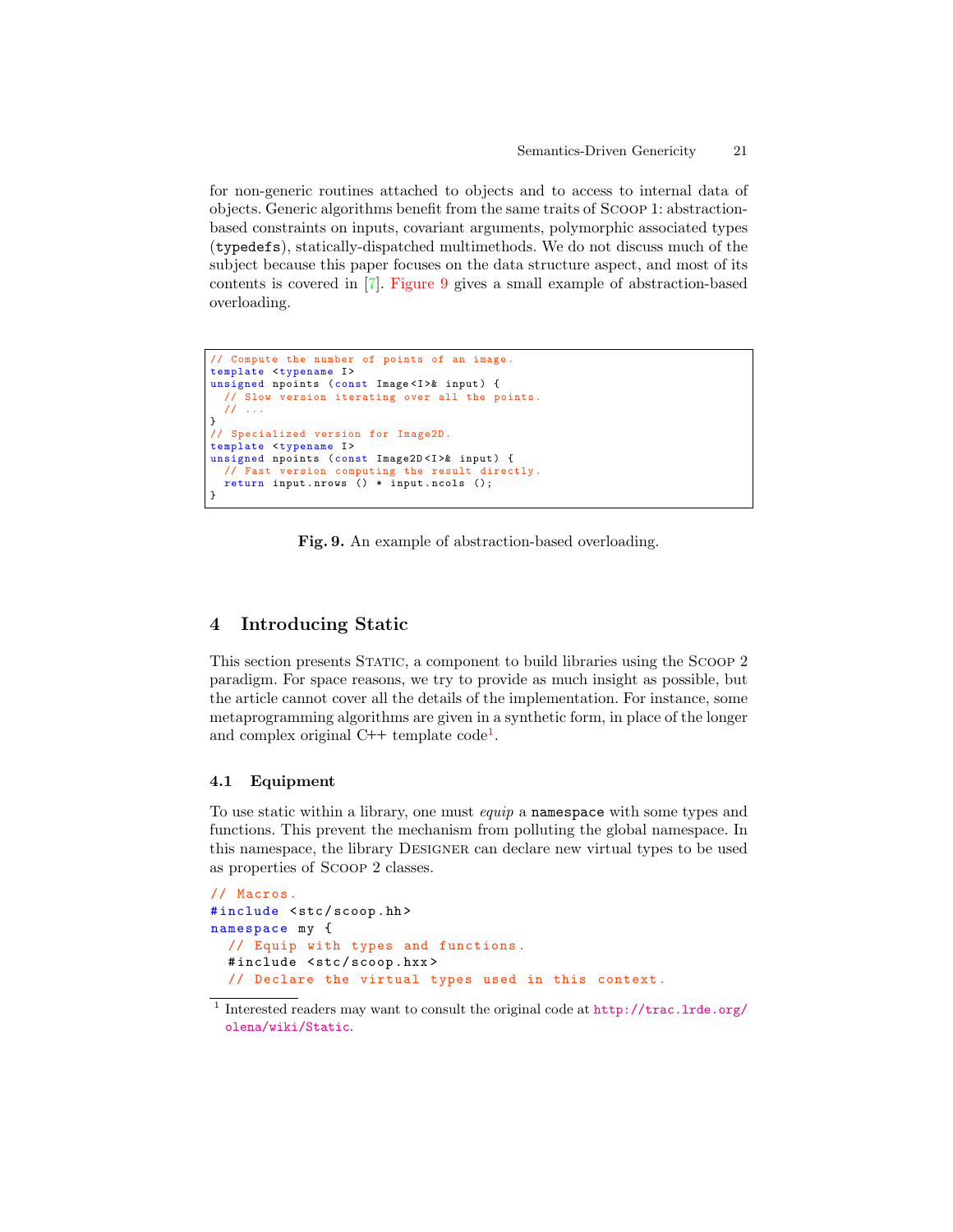for non-generic routines attached to objects and to access to internal data of objects. Generic algorithms benefit from the same traits of SCOOP 1: abstraction-based constraints on inputs, covariant arguments, polymorphic associated types (`typedefs`), statically-dispatched multimethods. We do not discuss much of the subject because this paper focuses on the data structure aspect, and most of its contents is covered in [7]. Figure 9 gives a small example of abstraction-based overloading.

```
// Compute the number of points of an image.
template <typename I>
unsigned npoints (const Image<I>& input) {
  // Slow version iterating over all the points.
  // ...
}
// Specialized version for Image2D.
template <typename I>
unsigned npoints (const Image2D<I>& input) {
  // Fast version computing the result directly.
  return input.nrows () * input.ncols ();
}
```

**Fig. 9.** An example of abstraction-based overloading.

## 4 Introducing Static

This section presents STATIC, a component to build libraries using the SCOOP 2 paradigm. For space reasons, we try to provide as much insight as possible, but the article cannot cover all the details of the implementation. For instance, some metaprogramming algorithms are given in a synthetic form, in place of the longer and complex original C++ template code[1].

### 4.1 Equipment

To use static within a library, one must *equip* a `namespace` with some types and functions. This prevent the mechanism from polluting the global namespace. In this namespace, the library DESIGNER can declare new virtual types to be used as properties of SCOOP 2 classes.

```
// Macros.
#include <stc/scoop.hh>
namespace my {
  // Equip with types and functions.
  #include <stc/scoop.hxx>
  // Declare the virtual types used in this context.
```

[1] Interested readers may want to consult the original code at http://trac.lrde.org/olena/wiki/Static.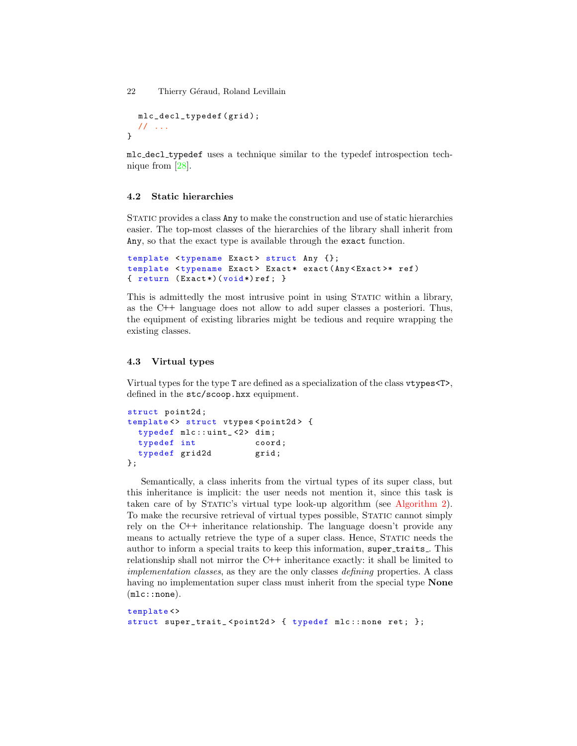```
  mlc_decl_typedef(grid);
  // ...
}
```

mlc_decl_typedef uses a technique similar to the typedef introspection technique from [28].

### 4.2 Static hierarchies

Static provides a class Any to make the construction and use of static hierarchies easier. The top-most classes of the hierarchies of the library shall inherit from Any, so that the exact type is available through the exact function.

```
template <typename Exact> struct Any {};
template <typename Exact> Exact* exact(Any<Exact>* ref)
{ return (Exact*)(void*)ref; }
```

This is admittedly the most intrusive point in using Static within a library, as the C++ language does not allow to add super classes a posteriori. Thus, the equipment of existing libraries might be tedious and require wrapping the existing classes.

### 4.3 Virtual types

Virtual types for the type T are defined as a specialization of the class vtypes<T>, defined in the stc/scoop.hxx equipment.

```
struct point2d;
template<> struct vtypes<point2d> {
  typedef mlc::uint_<2> dim;
  typedef int           coord;
  typedef grid2d        grid;
};
```

Semantically, a class inherits from the virtual types of its super class, but this inheritance is implicit: the user needs not mention it, since this task is taken care of by Static's virtual type look-up algorithm (see Algorithm 2). To make the recursive retrieval of virtual types possible, Static cannot simply rely on the C++ inheritance relationship. The language doesn't provide any means to actually retrieve the type of a super class. Hence, Static needs the author to inform a special traits to keep this information, super_traits_. This relationship shall not mirror the C++ inheritance exactly: it shall be limited to *implementation classes*, as they are the only classes *defining* properties. A class having no implementation super class must inherit from the special type **None** (mlc::none).

```
template<>
struct super_trait_<point2d> { typedef mlc::none ret; };
```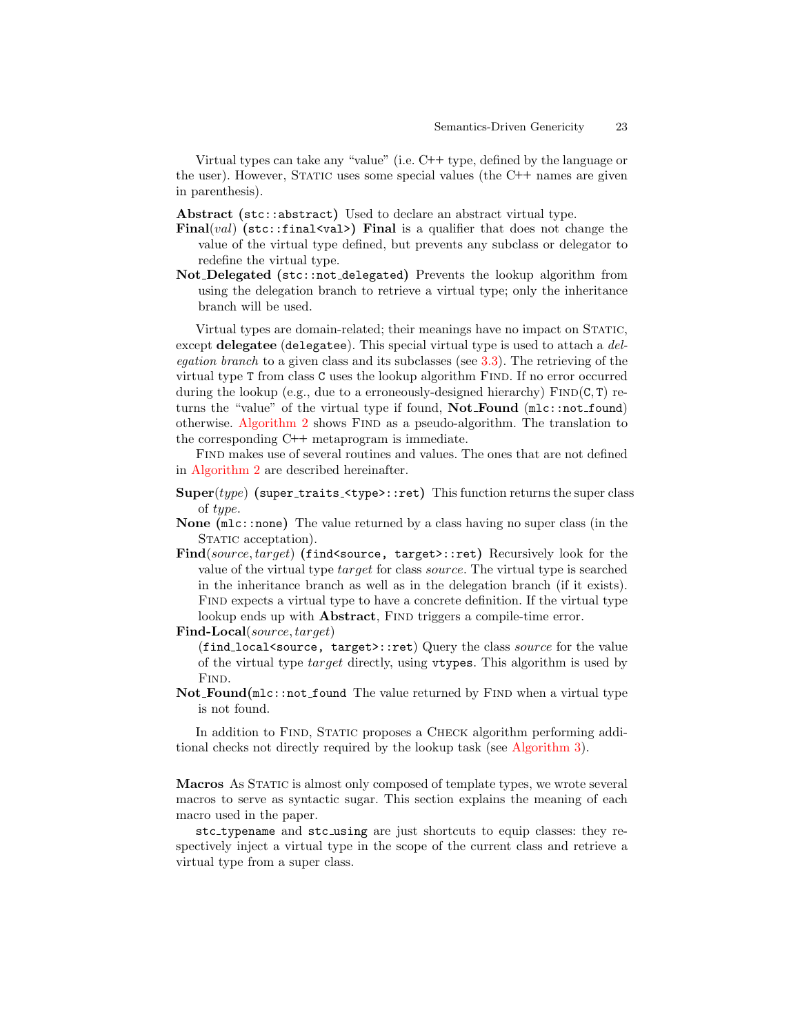Virtual types can take any "value" (i.e. C++ type, defined by the language or the user). However, STATIC uses some special values (the C++ names are given in parenthesis).

**Abstract** (`stc::abstract`) Used to declare an abstract virtual type.

**Final**(*val*) (`stc::final<val>`) **Final** is a qualifier that does not change the value of the virtual type defined, but prevents any subclass or delegator to redefine the virtual type.

**Not_Delegated** (`stc::not_delegated`) Prevents the lookup algorithm from using the delegation branch to retrieve a virtual type; only the inheritance branch will be used.

Virtual types are domain-related; their meanings have no impact on STATIC, except **delegatee** (`delegatee`). This special virtual type is used to attach a *delegation branch* to a given class and its subclasses (see 3.3). The retrieving of the virtual type `T` from class `C` uses the lookup algorithm FIND. If no error occurred during the lookup (e.g., due to a erroneously-designed hierarchy) FIND(`C`, `T`) returns the "value" of the virtual type if found, **Not_Found** (`mlc::not_found`) otherwise. Algorithm 2 shows FIND as a pseudo-algorithm. The translation to the corresponding C++ metaprogram is immediate.

FIND makes use of several routines and values. The ones that are not defined in Algorithm 2 are described hereinafter.

**Super**(*type*) (`super_traits_<type>::ret`) This function returns the super class of *type*.

**None** (`mlc::none`) The value returned by a class having no super class (in the STATIC acceptation).

**Find**(*source*, *target*) (`find<source, target>::ret`) Recursively look for the value of the virtual type *target* for class *source*. The virtual type is searched in the inheritance branch as well as in the delegation branch (if it exists). FIND expects a virtual type to have a concrete definition. If the virtual type lookup ends up with **Abstract**, FIND triggers a compile-time error.

**Find-Local**(*source*, *target*)
(`find_local<source, target>::ret`) Query the class *source* for the value of the virtual type *target* directly, using `vtypes`. This algorithm is used by FIND.

**Not_Found**(`mlc::not_found` The value returned by FIND when a virtual type is not found.

In addition to FIND, STATIC proposes a CHECK algorithm performing additional checks not directly required by the lookup task (see Algorithm 3).

**Macros** As STATIC is almost only composed of template types, we wrote several macros to serve as syntactic sugar. This section explains the meaning of each macro used in the paper.

`stc_typename` and `stc_using` are just shortcuts to equip classes: they respectively inject a virtual type in the scope of the current class and retrieve a virtual type from a super class.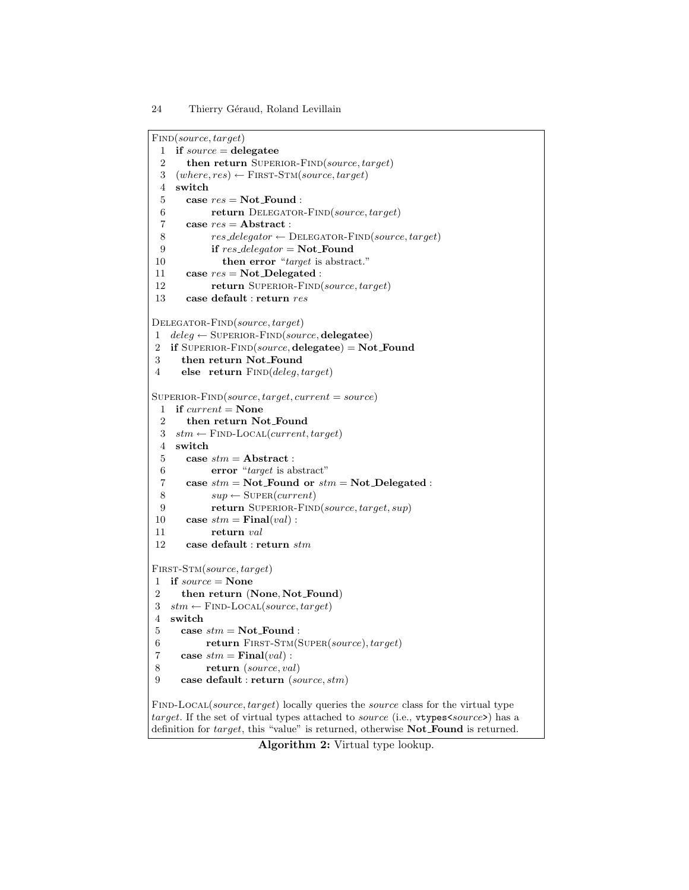```
FIND(source, target)
 1  if source = delegatee
 2     then return SUPERIOR-FIND(source, target)
 3  (where, res) ← FIRST-STM(source, target)
 4  switch
 5     case res = Not_Found :
 6           return DELEGATOR-FIND(source, target)
 7     case res = Abstract :
 8           res_delegator ← DELEGATOR-FIND(source, target)
 9           if res_delegator = Not_Found
10              then error "target is abstract."
11     case res = Not_Delegated :
12           return SUPERIOR-FIND(source, target)
13     case default : return res

DELEGATOR-FIND(source, target)
 1  deleg ← SUPERIOR-FIND(source, delegatee)
 2  if SUPERIOR-FIND(source, delegatee) = Not_Found
 3     then return Not_Found
 4     else  return FIND(deleg, target)

SUPERIOR-FIND(source, target, current = source)
 1  if current = None
 2     then return Not_Found
 3  stm ← FIND-LOCAL(current, target)
 4  switch
 5     case stm = Abstract :
 6           error "target is abstract"
 7     case stm = Not_Found or stm = Not_Delegated :
 8           sup ← SUPER(current)
 9           return SUPERIOR-FIND(source, target, sup)
10     case stm = Final(val) :
11           return val
12     case default : return stm

FIRST-STM(source, target)
 1  if source = None
 2     then return (None, Not_Found)
 3  stm ← FIND-LOCAL(source, target)
 4  switch
 5     case stm = Not_Found :
 6           return FIRST-STM(SUPER(source), target)
 7     case stm = Final(val) :
 8           return (source, val)
 9     case default : return (source, stm)
```

FIND-LOCAL(*source*, *target*) locally queries the *source* class for the virtual type *target*. If the set of virtual types attached to *source* (i.e., `vtypes<source>`) has a definition for *target*, this "value" is returned, otherwise **Not_Found** is returned.

**Algorithm 2:** Virtual type lookup.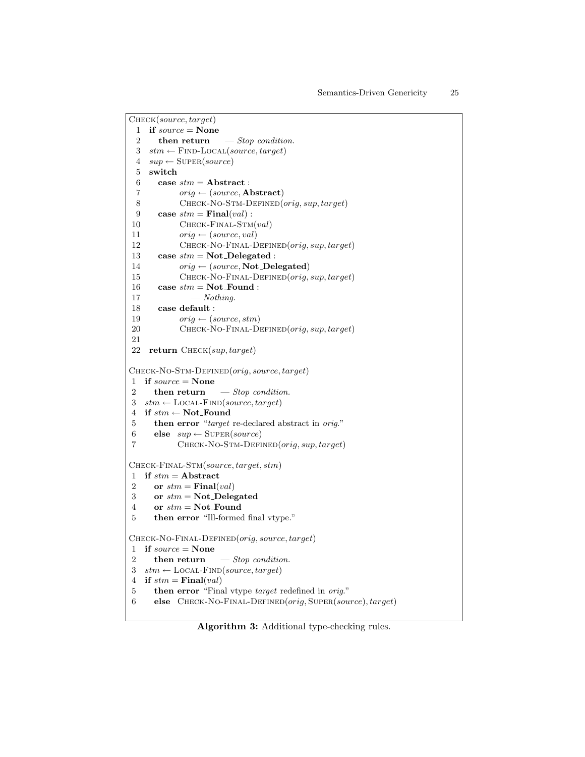```
CHECK(source, target)
 1  if source = None
 2     then return    — Stop condition.
 3  stm ← FIND-LOCAL(source, target)
 4  sup ← SUPER(source)
 5  switch
 6     case stm = Abstract :
 7           orig ← (source, Abstract)
 8           CHECK-NO-STM-DEFINED(orig, sup, target)
 9     case stm = Final(val) :
10           CHECK-FINAL-STM(val)
11           orig ← (source, val)
12           CHECK-NO-FINAL-DEFINED(orig, sup, target)
13     case stm = Not_Delegated :
14           orig ← (source, Not_Delegated)
15           CHECK-NO-FINAL-DEFINED(orig, sup, target)
16     case stm = Not_Found :
17              — Nothing.
18     case default :
19           orig ← (source, stm)
20           CHECK-NO-FINAL-DEFINED(orig, sup, target)
21
22  return CHECK(sup, target)

CHECK-NO-STM-DEFINED(orig, source, target)
1  if source = None
2     then return    — Stop condition.
3  stm ← LOCAL-FIND(source, target)
4  if stm ← Not_Found
5     then error "target re-declared abstract in orig."
6     else  sup ← SUPER(source)
7           CHECK-NO-STM-DEFINED(orig, sup, target)

CHECK-FINAL-STM(source, target, stm)
1  if stm = Abstract
2     or stm = Final(val)
3     or stm = Not_Delegated
4     or stm = Not_Found
5     then error "Ill-formed final vtype."

CHECK-NO-FINAL-DEFINED(orig, source, target)
1  if source = None
2     then return    — Stop condition.
3  stm ← LOCAL-FIND(source, target)
4  if stm = Final(val)
5     then error "Final vtype target redefined in orig."
6     else  CHECK-NO-FINAL-DEFINED(orig, SUPER(source), target)
```

**Algorithm 3:** Additional type-checking rules.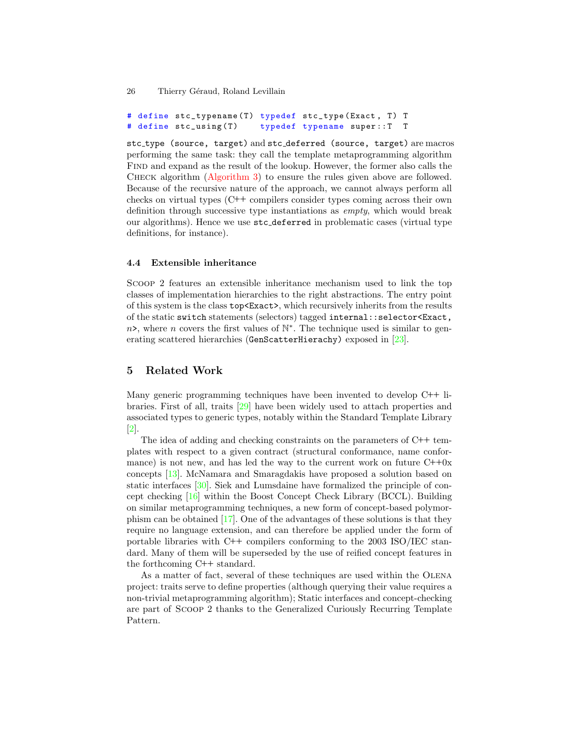```
# define stc_typename(T) typedef stc_type(Exact, T) T
# define stc_using(T)    typedef typename super::T  T
```

`stc_type (source, target)` and `stc_deferred (source, target)` are macros performing the same task: they call the template metaprogramming algorithm Find and expand as the result of the lookup. However, the former also calls the Check algorithm (Algorithm 3) to ensure the rules given above are followed. Because of the recursive nature of the approach, we cannot always perform all checks on virtual types (C++ compilers consider types coming across their own definition through successive type instantiations as *empty*, which would break our algorithms). Hence we use `stc_deferred` in problematic cases (virtual type definitions, for instance).

### 4.4 Extensible inheritance

Scoop 2 features an extensible inheritance mechanism used to link the top classes of implementation hierarchies to the right abstractions. The entry point of this system is the class `top<Exact>`, which recursively inherits from the results of the static `switch` statements (selectors) tagged `internal::selector<Exact, ` $n$`>`, where $n$ covers the first values of $\mathbb{N}^*$. The technique used is similar to generating scattered hierarchies (`GenScatterHierachy`) exposed in [23].

## 5 Related Work

Many generic programming techniques have been invented to develop C++ libraries. First of all, traits [29] have been widely used to attach properties and associated types to generic types, notably within the Standard Template Library [2].

The idea of adding and checking constraints on the parameters of C++ templates with respect to a given contract (structural conformance, name conformance) is not new, and has led the way to the current work on future C++0x concepts [13]. McNamara and Smaragdakis have proposed a solution based on static interfaces [30]. Siek and Lumsdaine have formalized the principle of concept checking [16] within the Boost Concept Check Library (BCCL). Building on similar metaprogramming techniques, a new form of concept-based polymorphism can be obtained [17]. One of the advantages of these solutions is that they require no language extension, and can therefore be applied under the form of portable libraries with C++ compilers conforming to the 2003 ISO/IEC standard. Many of them will be superseded by the use of reified concept features in the forthcoming C++ standard.

As a matter of fact, several of these techniques are used within the Olena project: traits serve to define properties (although querying their value requires a non-trivial metaprogramming algorithm); Static interfaces and concept-checking are part of Scoop 2 thanks to the Generalized Curiously Recurring Template Pattern.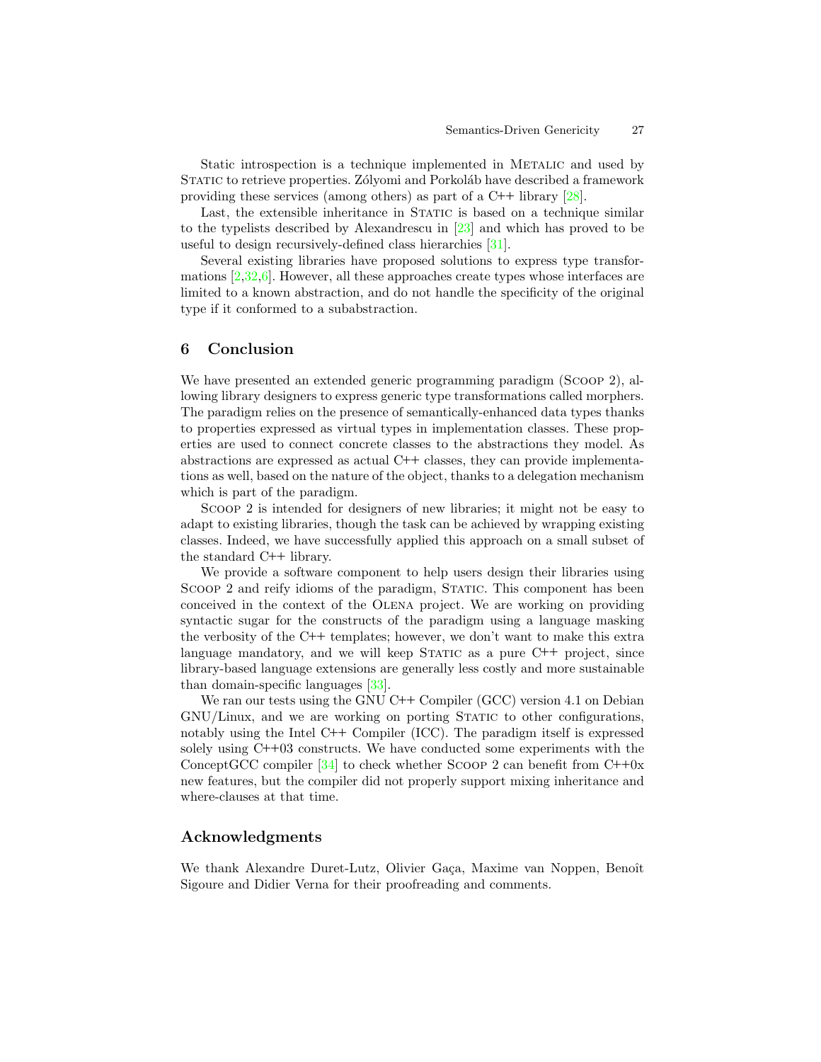Static introspection is a technique implemented in Metalic and used by Static to retrieve properties. Zólyomi and Porkoláb have described a framework providing these services (among others) as part of a C++ library [28].

Last, the extensible inheritance in Static is based on a technique similar to the typelists described by Alexandrescu in [23] and which has proved to be useful to design recursively-defined class hierarchies [31].

Several existing libraries have proposed solutions to express type transformations [2,32,6]. However, all these approaches create types whose interfaces are limited to a known abstraction, and do not handle the specificity of the original type if it conformed to a subabstraction.

## 6 Conclusion

We have presented an extended generic programming paradigm (Scoop 2), allowing library designers to express generic type transformations called morphers. The paradigm relies on the presence of semantically-enhanced data types thanks to properties expressed as virtual types in implementation classes. These properties are used to connect concrete classes to the abstractions they model. As abstractions are expressed as actual C++ classes, they can provide implementations as well, based on the nature of the object, thanks to a delegation mechanism which is part of the paradigm.

Scoop 2 is intended for designers of new libraries; it might not be easy to adapt to existing libraries, though the task can be achieved by wrapping existing classes. Indeed, we have successfully applied this approach on a small subset of the standard C++ library.

We provide a software component to help users design their libraries using Scoop 2 and reify idioms of the paradigm, Static. This component has been conceived in the context of the Olena project. We are working on providing syntactic sugar for the constructs of the paradigm using a language masking the verbosity of the C++ templates; however, we don't want to make this extra language mandatory, and we will keep Static as a pure C++ project, since library-based language extensions are generally less costly and more sustainable than domain-specific languages [33].

We ran our tests using the GNU C++ Compiler (GCC) version 4.1 on Debian GNU/Linux, and we are working on porting Static to other configurations, notably using the Intel C++ Compiler (ICC). The paradigm itself is expressed solely using C++03 constructs. We have conducted some experiments with the ConceptGCC compiler [34] to check whether Scoop 2 can benefit from C++0x new features, but the compiler did not properly support mixing inheritance and where-clauses at that time.

## Acknowledgments

We thank Alexandre Duret-Lutz, Olivier Gaça, Maxime van Noppen, Benoît Sigoure and Didier Verna for their proofreading and comments.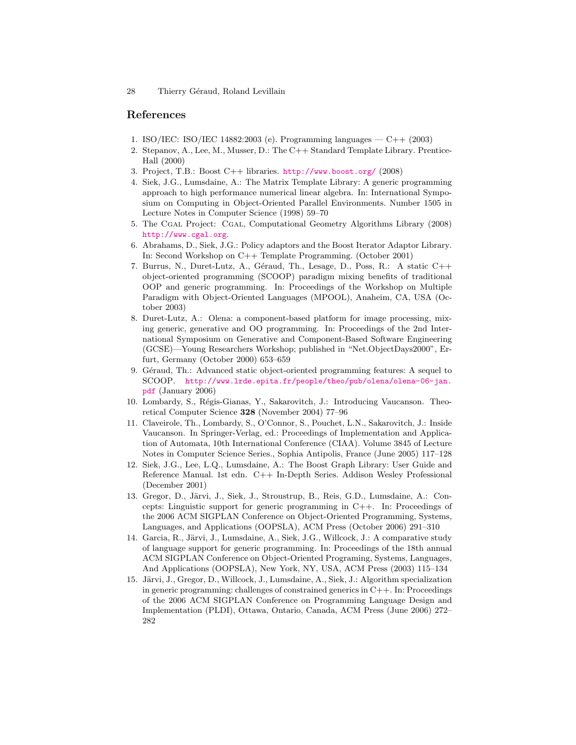## References

1. ISO/IEC: ISO/IEC 14882:2003 (e). Programming languages — C++ (2003)
2. Stepanov, A., Lee, M., Musser, D.: The C++ Standard Template Library. Prentice-Hall (2000)
3. Project, T.B.: Boost C++ libraries. http://www.boost.org/ (2008)
4. Siek, J.G., Lumsdaine, A.: The Matrix Template Library: A generic programming approach to high performance numerical linear algebra. In: International Symposium on Computing in Object-Oriented Parallel Environments. Number 1505 in Lecture Notes in Computer Science (1998) 59–70
5. The CGAL Project: CGAL, Computational Geometry Algorithms Library (2008) http://www.cgal.org.
6. Abrahams, D., Siek, J.G.: Policy adaptors and the Boost Iterator Adaptor Library. In: Second Workshop on C++ Template Programming. (October 2001)
7. Burrus, N., Duret-Lutz, A., Géraud, Th., Lesage, D., Poss, R.: A static C++ object-oriented programming (SCOOP) paradigm mixing benefits of traditional OOP and generic programming. In: Proceedings of the Workshop on Multiple Paradigm with Object-Oriented Languages (MPOOL), Anaheim, CA, USA (October 2003)
8. Duret-Lutz, A.: Olena: a component-based platform for image processing, mixing generic, generative and OO programming. In: Proceedings of the 2nd International Symposium on Generative and Component-Based Software Engineering (GCSE)—Young Researchers Workshop; published in "Net.ObjectDays2000", Erfurt, Germany (October 2000) 653–659
9. Géraud, Th.: Advanced static object-oriented programming features: A sequel to SCOOP. http://www.lrde.epita.fr/people/theo/pub/olena/olena-06-jan.pdf (January 2006)
10. Lombardy, S., Régis-Gianas, Y., Sakarovitch, J.: Introducing Vaucanson. Theoretical Computer Science **328** (November 2004) 77–96
11. Claveirole, Th., Lombardy, S., O'Connor, S., Pouchet, L.N., Sakarovitch, J.: Inside Vaucanson. In Springer-Verlag, ed.: Proceedings of Implementation and Application of Automata, 10th International Conference (CIAA). Volume 3845 of Lecture Notes in Computer Science Series., Sophia Antipolis, France (June 2005) 117–128
12. Siek, J.G., Lee, L.Q., Lumsdaine, A.: The Boost Graph Library: User Guide and Reference Manual. 1st edn. C++ In-Depth Series. Addison Wesley Professional (December 2001)
13. Gregor, D., Järvi, J., Siek, J., Stroustrup, B., Reis, G.D., Lumsdaine, A.: Concepts: Linguistic support for generic programming in C++. In: Proceedings of the 2006 ACM SIGPLAN Conference on Object-Oriented Programming, Systems, Languages, and Applications (OOPSLA), ACM Press (October 2006) 291–310
14. Garcia, R., Järvi, J., Lumsdaine, A., Siek, J.G., Willcock, J.: A comparative study of language support for generic programming. In: Proceedings of the 18th annual ACM SIGPLAN Conference on Object-Oriented Programing, Systems, Languages, And Applications (OOPSLA), New York, NY, USA, ACM Press (2003) 115–134
15. Järvi, J., Gregor, D., Willcock, J., Lumsdaine, A., Siek, J.: Algorithm specialization in generic programming: challenges of constrained generics in C++. In: Proceedings of the 2006 ACM SIGPLAN Conference on Programming Language Design and Implementation (PLDI), Ottawa, Ontario, Canada, ACM Press (June 2006) 272–282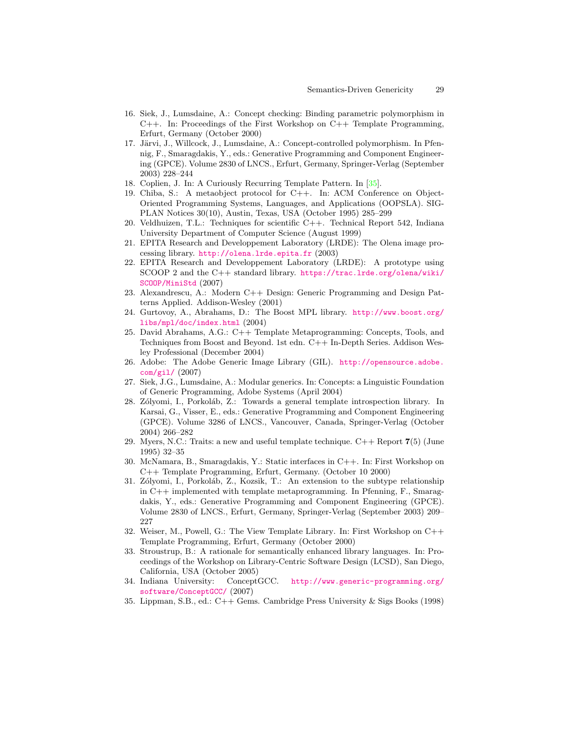16. Siek, J., Lumsdaine, A.: Concept checking: Binding parametric polymorphism in C++. In: Proceedings of the First Workshop on C++ Template Programming, Erfurt, Germany (October 2000)
17. Järvi, J., Willcock, J., Lumsdaine, A.: Concept-controlled polymorphism. In Pfennig, F., Smaragdakis, Y., eds.: Generative Programming and Component Engineering (GPCE). Volume 2830 of LNCS., Erfurt, Germany, Springer-Verlag (September 2003) 228–244
18. Coplien, J. In: A Curiously Recurring Template Pattern. In [35].
19. Chiba, S.: A metaobject protocol for C++. In: ACM Conference on Object-Oriented Programming Systems, Languages, and Applications (OOPSLA). SIGPLAN Notices 30(10), Austin, Texas, USA (October 1995) 285–299
20. Veldhuizen, T.L.: Techniques for scientific C++. Technical Report 542, Indiana University Department of Computer Science (August 1999)
21. EPITA Research and Developpement Laboratory (LRDE): The Olena image processing library. http://olena.lrde.epita.fr (2003)
22. EPITA Research and Developpement Laboratory (LRDE): A prototype using SCOOP 2 and the C++ standard library. https://trac.lrde.org/olena/wiki/SCOOP/MiniStd (2007)
23. Alexandrescu, A.: Modern C++ Design: Generic Programming and Design Patterns Applied. Addison-Wesley (2001)
24. Gurtovoy, A., Abrahams, D.: The Boost MPL library. http://www.boost.org/libs/mpl/doc/index.html (2004)
25. David Abrahams, A.G.: C++ Template Metaprogramming: Concepts, Tools, and Techniques from Boost and Beyond. 1st edn. C++ In-Depth Series. Addison Wesley Professional (December 2004)
26. Adobe: The Adobe Generic Image Library (GIL). http://opensource.adobe.com/gil/ (2007)
27. Siek, J.G., Lumsdaine, A.: Modular generics. In: Concepts: a Linguistic Foundation of Generic Programming, Adobe Systems (April 2004)
28. Zólyomi, I., Porkoláb, Z.: Towards a general template introspection library. In Karsai, G., Visser, E., eds.: Generative Programming and Component Engineering (GPCE). Volume 3286 of LNCS., Vancouver, Canada, Springer-Verlag (October 2004) 266–282
29. Myers, N.C.: Traits: a new and useful template technique. C++ Report **7**(5) (June 1995) 32–35
30. McNamara, B., Smaragdakis, Y.: Static interfaces in C++. In: First Workshop on C++ Template Programming, Erfurt, Germany. (October 10 2000)
31. Zólyomi, I., Porkoláb, Z., Kozsik, T.: An extension to the subtype relationship in C++ implemented with template metaprogramming. In Pfenning, F., Smaragdakis, Y., eds.: Generative Programming and Component Engineering (GPCE). Volume 2830 of LNCS., Erfurt, Germany, Springer-Verlag (September 2003) 209–227
32. Weiser, M., Powell, G.: The View Template Library. In: First Workshop on C++ Template Programming, Erfurt, Germany (October 2000)
33. Stroustrup, B.: A rationale for semantically enhanced library languages. In: Proceedings of the Workshop on Library-Centric Software Design (LCSD), San Diego, California, USA (October 2005)
34. Indiana University: ConceptGCC. http://www.generic-programming.org/software/ConceptGCC/ (2007)
35. Lippman, S.B., ed.: C++ Gems. Cambridge Press University & Sigs Books (1998)